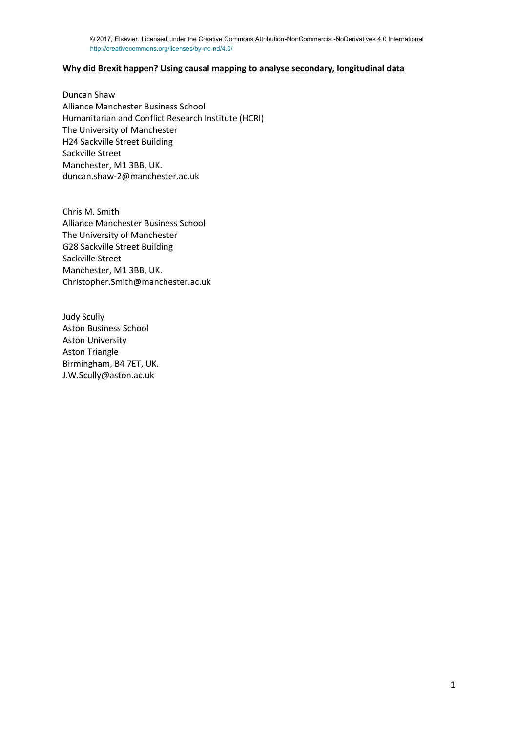© 2017, Elsevier. Licensed under the Creative Commons Attribution-NonCommercial-NoDerivatives 4.0 International http://creativecommons.org/licenses/by-nc-nd/4.0/

# **Why did Brexit happen? Using causal mapping to analyse secondary, longitudinal data**

Duncan Shaw
Alliance Manchester Business School
Humanitarian and Conflict Research Institute (HCRI)
The University of Manchester
H24 Sackville Street Building
Sackville Street
Manchester, M1 3BB, UK.
duncan.shaw-2@manchester.ac.uk

Chris M. Smith
Alliance Manchester Business School
The University of Manchester
G28 Sackville Street Building
Sackville Street
Manchester, M1 3BB, UK.
Christopher.Smith@manchester.ac.uk

Judy Scully
Aston Business School
Aston University
Aston Triangle
Birmingham, B4 7ET, UK.
J.W.Scully@aston.ac.uk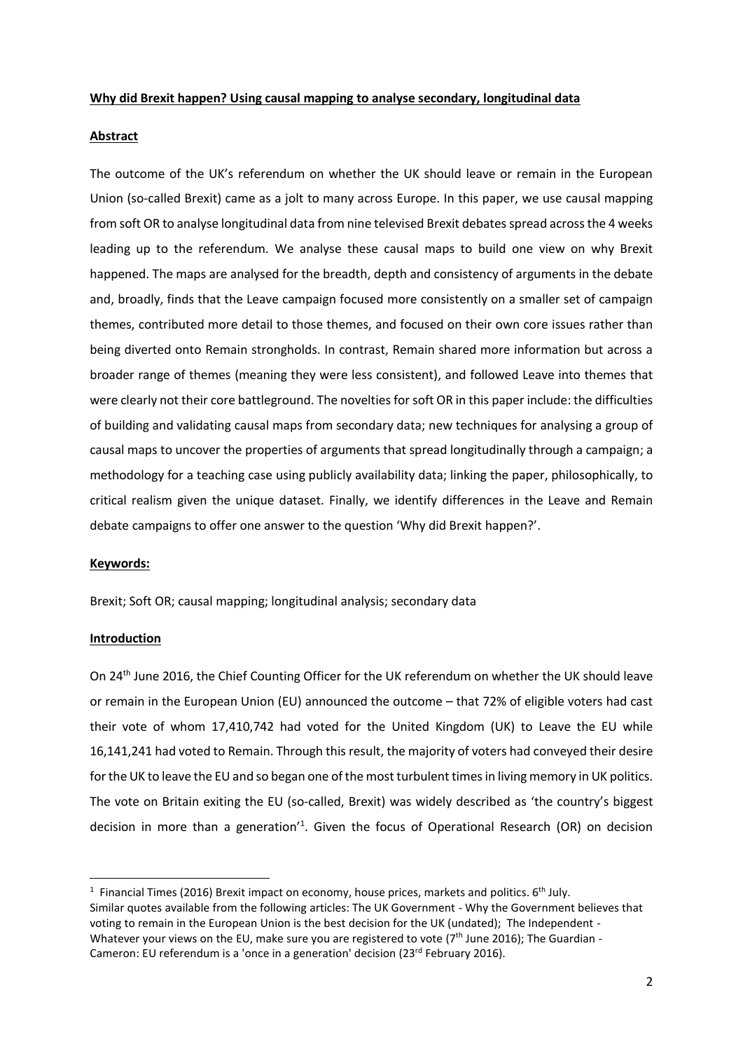**Why did Brexit happen? Using causal mapping to analyse secondary, longitudinal data**

**Abstract**

The outcome of the UK's referendum on whether the UK should leave or remain in the European Union (so-called Brexit) came as a jolt to many across Europe. In this paper, we use causal mapping from soft OR to analyse longitudinal data from nine televised Brexit debates spread across the 4 weeks leading up to the referendum. We analyse these causal maps to build one view on why Brexit happened. The maps are analysed for the breadth, depth and consistency of arguments in the debate and, broadly, finds that the Leave campaign focused more consistently on a smaller set of campaign themes, contributed more detail to those themes, and focused on their own core issues rather than being diverted onto Remain strongholds. In contrast, Remain shared more information but across a broader range of themes (meaning they were less consistent), and followed Leave into themes that were clearly not their core battleground. The novelties for soft OR in this paper include: the difficulties of building and validating causal maps from secondary data; new techniques for analysing a group of causal maps to uncover the properties of arguments that spread longitudinally through a campaign; a methodology for a teaching case using publicly availability data; linking the paper, philosophically, to critical realism given the unique dataset. Finally, we identify differences in the Leave and Remain debate campaigns to offer one answer to the question 'Why did Brexit happen?'.

**Keywords:**

Brexit; Soft OR; causal mapping; longitudinal analysis; secondary data

**Introduction**

On 24th June 2016, the Chief Counting Officer for the UK referendum on whether the UK should leave or remain in the European Union (EU) announced the outcome – that 72% of eligible voters had cast their vote of whom 17,410,742 had voted for the United Kingdom (UK) to Leave the EU while 16,141,241 had voted to Remain. Through this result, the majority of voters had conveyed their desire for the UK to leave the EU and so began one of the most turbulent times in living memory in UK politics. The vote on Britain exiting the EU (so-called, Brexit) was widely described as 'the country's biggest decision in more than a generation'[1]. Given the focus of Operational Research (OR) on decision

---

[1] Financial Times (2016) Brexit impact on economy, house prices, markets and politics. 6th July. Similar quotes available from the following articles: The UK Government - Why the Government believes that voting to remain in the European Union is the best decision for the UK (undated); The Independent - Whatever your views on the EU, make sure you are registered to vote (7th June 2016); The Guardian - Cameron: EU referendum is a 'once in a generation' decision (23rd February 2016).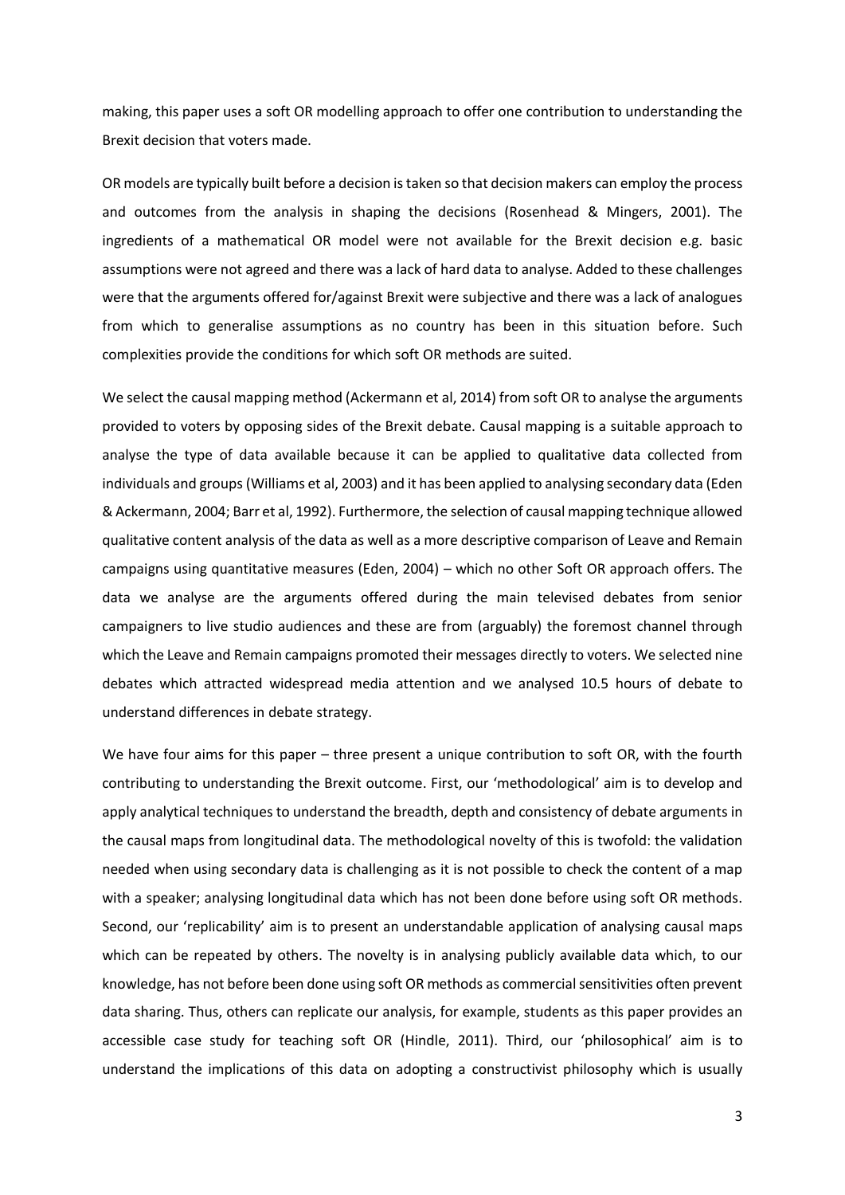making, this paper uses a soft OR modelling approach to offer one contribution to understanding the Brexit decision that voters made.

OR models are typically built before a decision is taken so that decision makers can employ the process and outcomes from the analysis in shaping the decisions (Rosenhead & Mingers, 2001). The ingredients of a mathematical OR model were not available for the Brexit decision e.g. basic assumptions were not agreed and there was a lack of hard data to analyse. Added to these challenges were that the arguments offered for/against Brexit were subjective and there was a lack of analogues from which to generalise assumptions as no country has been in this situation before. Such complexities provide the conditions for which soft OR methods are suited.

We select the causal mapping method (Ackermann et al, 2014) from soft OR to analyse the arguments provided to voters by opposing sides of the Brexit debate. Causal mapping is a suitable approach to analyse the type of data available because it can be applied to qualitative data collected from individuals and groups (Williams et al, 2003) and it has been applied to analysing secondary data (Eden & Ackermann, 2004; Barr et al, 1992). Furthermore, the selection of causal mapping technique allowed qualitative content analysis of the data as well as a more descriptive comparison of Leave and Remain campaigns using quantitative measures (Eden, 2004) – which no other Soft OR approach offers. The data we analyse are the arguments offered during the main televised debates from senior campaigners to live studio audiences and these are from (arguably) the foremost channel through which the Leave and Remain campaigns promoted their messages directly to voters. We selected nine debates which attracted widespread media attention and we analysed 10.5 hours of debate to understand differences in debate strategy.

We have four aims for this paper – three present a unique contribution to soft OR, with the fourth contributing to understanding the Brexit outcome. First, our 'methodological' aim is to develop and apply analytical techniques to understand the breadth, depth and consistency of debate arguments in the causal maps from longitudinal data. The methodological novelty of this is twofold: the validation needed when using secondary data is challenging as it is not possible to check the content of a map with a speaker; analysing longitudinal data which has not been done before using soft OR methods. Second, our 'replicability' aim is to present an understandable application of analysing causal maps which can be repeated by others. The novelty is in analysing publicly available data which, to our knowledge, has not before been done using soft OR methods as commercial sensitivities often prevent data sharing. Thus, others can replicate our analysis, for example, students as this paper provides an accessible case study for teaching soft OR (Hindle, 2011). Third, our 'philosophical' aim is to understand the implications of this data on adopting a constructivist philosophy which is usually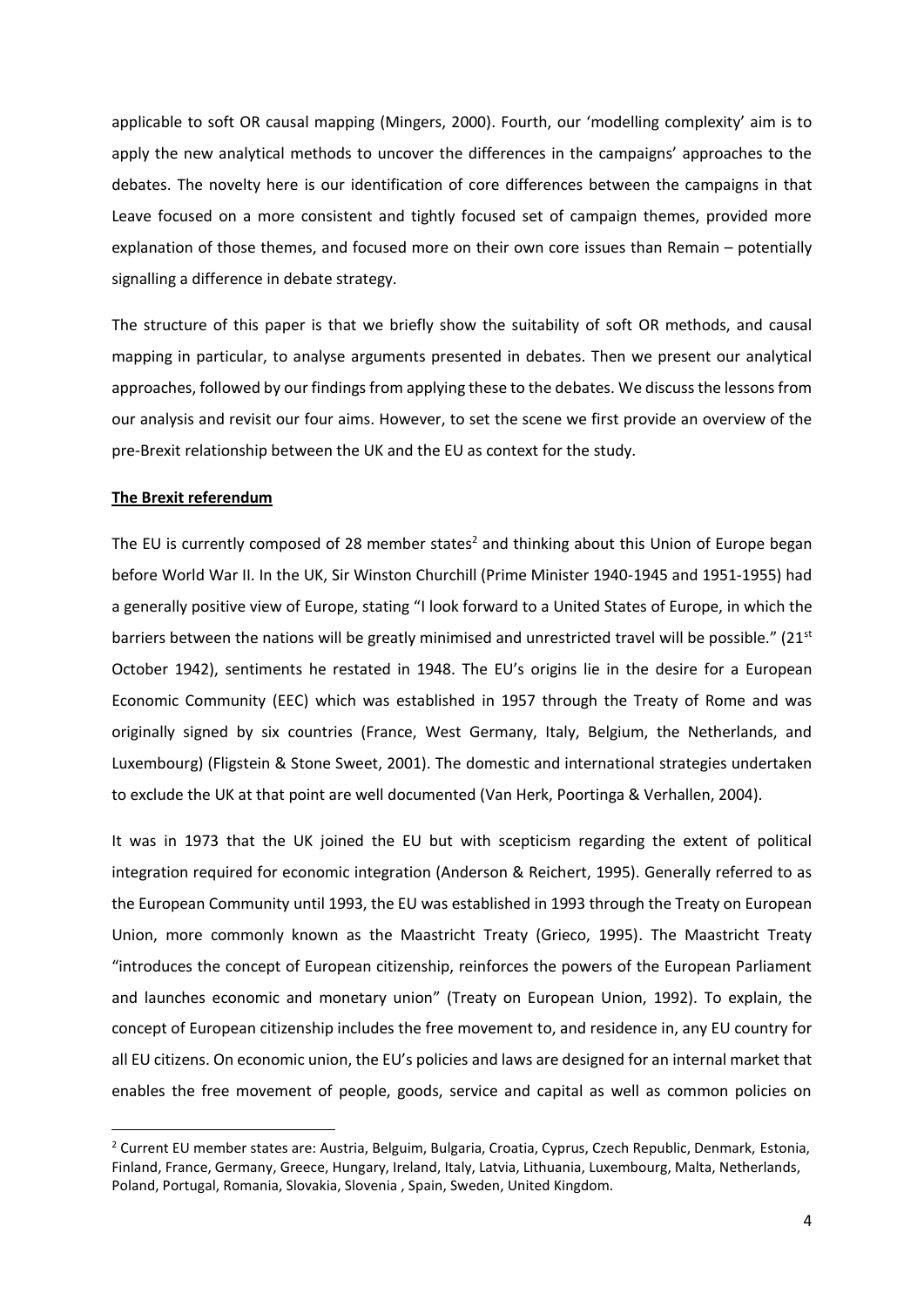applicable to soft OR causal mapping (Mingers, 2000). Fourth, our 'modelling complexity' aim is to apply the new analytical methods to uncover the differences in the campaigns' approaches to the debates. The novelty here is our identification of core differences between the campaigns in that Leave focused on a more consistent and tightly focused set of campaign themes, provided more explanation of those themes, and focused more on their own core issues than Remain – potentially signalling a difference in debate strategy.

The structure of this paper is that we briefly show the suitability of soft OR methods, and causal mapping in particular, to analyse arguments presented in debates. Then we present our analytical approaches, followed by our findings from applying these to the debates. We discuss the lessons from our analysis and revisit our four aims. However, to set the scene we first provide an overview of the pre-Brexit relationship between the UK and the EU as context for the study.

## **The Brexit referendum**

The EU is currently composed of 28 member states[2] and thinking about this Union of Europe began before World War II. In the UK, Sir Winston Churchill (Prime Minister 1940-1945 and 1951-1955) had a generally positive view of Europe, stating "I look forward to a United States of Europe, in which the barriers between the nations will be greatly minimised and unrestricted travel will be possible." (21st October 1942), sentiments he restated in 1948. The EU's origins lie in the desire for a European Economic Community (EEC) which was established in 1957 through the Treaty of Rome and was originally signed by six countries (France, West Germany, Italy, Belgium, the Netherlands, and Luxembourg) (Fligstein & Stone Sweet, 2001). The domestic and international strategies undertaken to exclude the UK at that point are well documented (Van Herk, Poortinga & Verhallen, 2004).

It was in 1973 that the UK joined the EU but with scepticism regarding the extent of political integration required for economic integration (Anderson & Reichert, 1995). Generally referred to as the European Community until 1993, the EU was established in 1993 through the Treaty on European Union, more commonly known as the Maastricht Treaty (Grieco, 1995). The Maastricht Treaty "introduces the concept of European citizenship, reinforces the powers of the European Parliament and launches economic and monetary union" (Treaty on European Union, 1992). To explain, the concept of European citizenship includes the free movement to, and residence in, any EU country for all EU citizens. On economic union, the EU's policies and laws are designed for an internal market that enables the free movement of people, goods, service and capital as well as common policies on

---

[2] Current EU member states are: Austria, Belguim, Bulgaria, Croatia, Cyprus, Czech Republic, Denmark, Estonia, Finland, France, Germany, Greece, Hungary, Ireland, Italy, Latvia, Lithuania, Luxembourg, Malta, Netherlands, Poland, Portugal, Romania, Slovakia, Slovenia , Spain, Sweden, United Kingdom.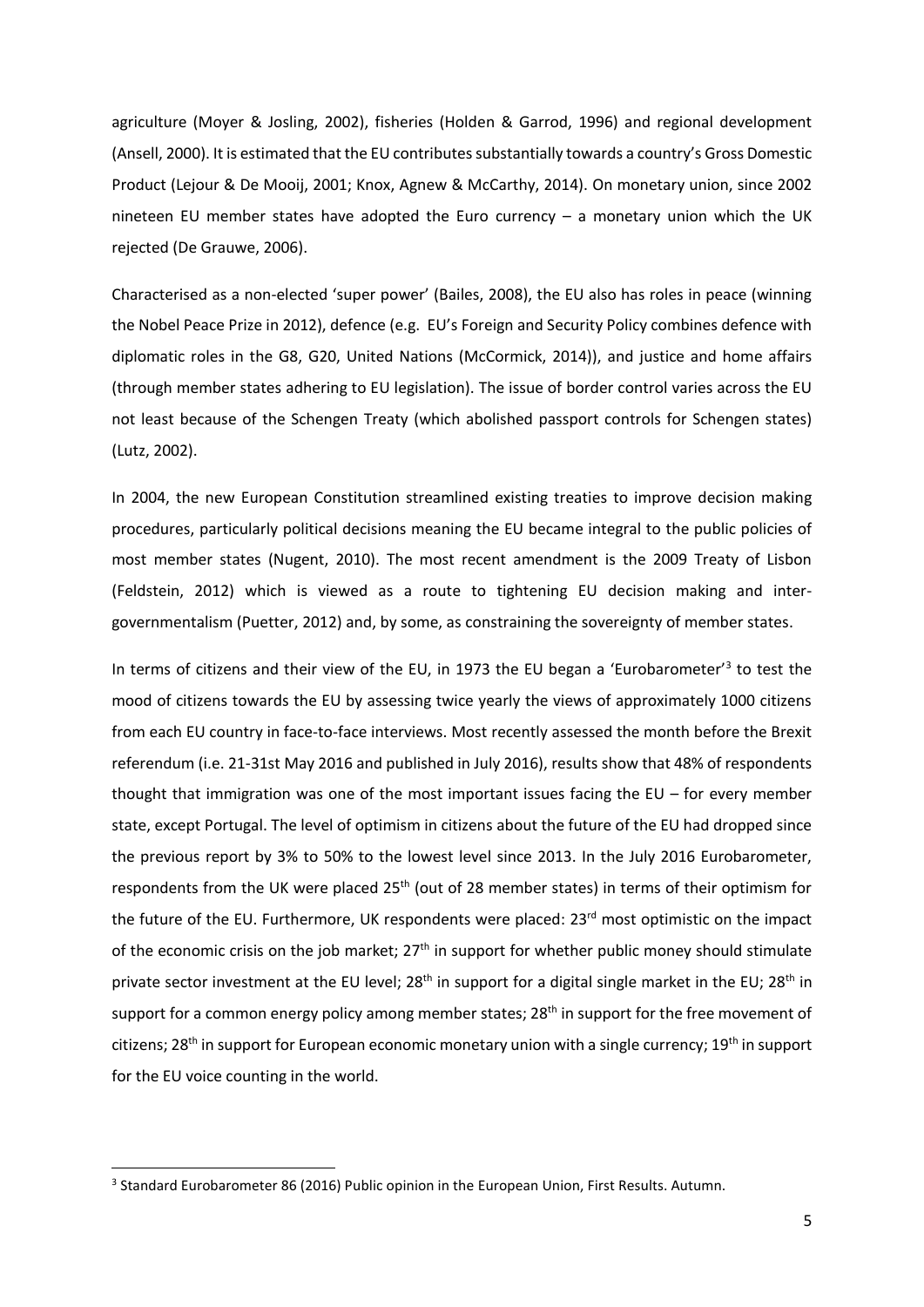agriculture (Moyer & Josling, 2002), fisheries (Holden & Garrod, 1996) and regional development (Ansell, 2000). It is estimated that the EU contributes substantially towards a country's Gross Domestic Product (Lejour & De Mooij, 2001; Knox, Agnew & McCarthy, 2014). On monetary union, since 2002 nineteen EU member states have adopted the Euro currency – a monetary union which the UK rejected (De Grauwe, 2006).

Characterised as a non-elected 'super power' (Bailes, 2008), the EU also has roles in peace (winning the Nobel Peace Prize in 2012), defence (e.g. EU's Foreign and Security Policy combines defence with diplomatic roles in the G8, G20, United Nations (McCormick, 2014)), and justice and home affairs (through member states adhering to EU legislation). The issue of border control varies across the EU not least because of the Schengen Treaty (which abolished passport controls for Schengen states) (Lutz, 2002).

In 2004, the new European Constitution streamlined existing treaties to improve decision making procedures, particularly political decisions meaning the EU became integral to the public policies of most member states (Nugent, 2010). The most recent amendment is the 2009 Treaty of Lisbon (Feldstein, 2012) which is viewed as a route to tightening EU decision making and inter-governmentalism (Puetter, 2012) and, by some, as constraining the sovereignty of member states.

In terms of citizens and their view of the EU, in 1973 the EU began a 'Eurobarometer'[3] to test the mood of citizens towards the EU by assessing twice yearly the views of approximately 1000 citizens from each EU country in face-to-face interviews. Most recently assessed the month before the Brexit referendum (i.e. 21-31st May 2016 and published in July 2016), results show that 48% of respondents thought that immigration was one of the most important issues facing the EU – for every member state, except Portugal. The level of optimism in citizens about the future of the EU had dropped since the previous report by 3% to 50% to the lowest level since 2013. In the July 2016 Eurobarometer, respondents from the UK were placed 25th (out of 28 member states) in terms of their optimism for the future of the EU. Furthermore, UK respondents were placed: 23rd most optimistic on the impact of the economic crisis on the job market; 27th in support for whether public money should stimulate private sector investment at the EU level; 28th in support for a digital single market in the EU; 28th in support for a common energy policy among member states; 28th in support for the free movement of citizens; 28th in support for European economic monetary union with a single currency; 19th in support for the EU voice counting in the world.

[3] Standard Eurobarometer 86 (2016) Public opinion in the European Union, First Results. Autumn.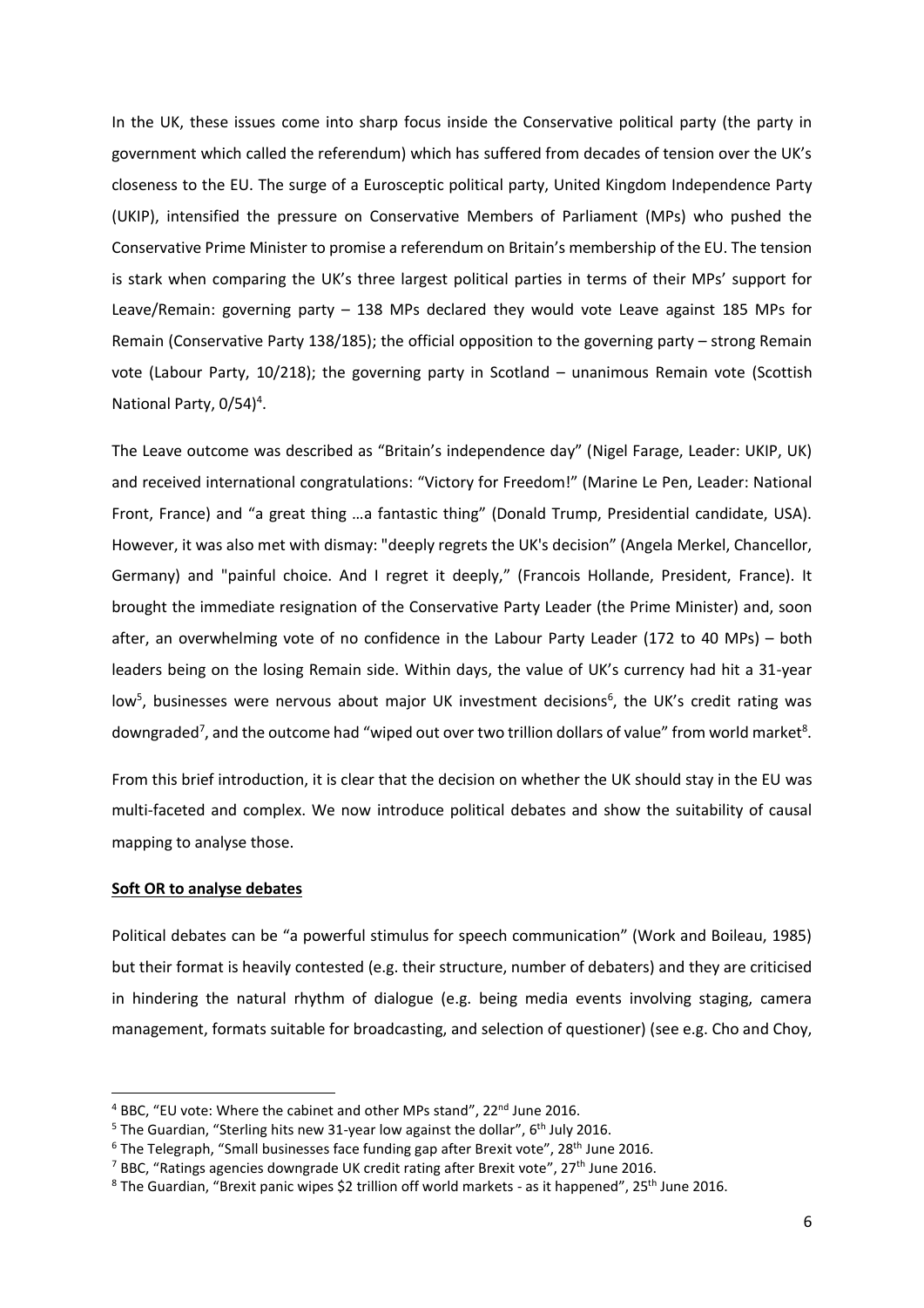In the UK, these issues come into sharp focus inside the Conservative political party (the party in government which called the referendum) which has suffered from decades of tension over the UK's closeness to the EU. The surge of a Eurosceptic political party, United Kingdom Independence Party (UKIP), intensified the pressure on Conservative Members of Parliament (MPs) who pushed the Conservative Prime Minister to promise a referendum on Britain's membership of the EU. The tension is stark when comparing the UK's three largest political parties in terms of their MPs' support for Leave/Remain: governing party – 138 MPs declared they would vote Leave against 185 MPs for Remain (Conservative Party 138/185); the official opposition to the governing party – strong Remain vote (Labour Party, 10/218); the governing party in Scotland – unanimous Remain vote (Scottish National Party, 0/54)[4].

The Leave outcome was described as "Britain's independence day" (Nigel Farage, Leader: UKIP, UK) and received international congratulations: "Victory for Freedom!" (Marine Le Pen, Leader: National Front, France) and "a great thing …a fantastic thing" (Donald Trump, Presidential candidate, USA). However, it was also met with dismay: "deeply regrets the UK's decision" (Angela Merkel, Chancellor, Germany) and "painful choice. And I regret it deeply," (Francois Hollande, President, France). It brought the immediate resignation of the Conservative Party Leader (the Prime Minister) and, soon after, an overwhelming vote of no confidence in the Labour Party Leader (172 to 40 MPs) – both leaders being on the losing Remain side. Within days, the value of UK's currency had hit a 31-year low[5], businesses were nervous about major UK investment decisions[6], the UK's credit rating was downgraded[7], and the outcome had "wiped out over two trillion dollars of value" from world market[8].

From this brief introduction, it is clear that the decision on whether the UK should stay in the EU was multi-faceted and complex. We now introduce political debates and show the suitability of causal mapping to analyse those.

**Soft OR to analyse debates**

Political debates can be "a powerful stimulus for speech communication" (Work and Boileau, 1985) but their format is heavily contested (e.g. their structure, number of debaters) and they are criticised in hindering the natural rhythm of dialogue (e.g. being media events involving staging, camera management, formats suitable for broadcasting, and selection of questioner) (see e.g. Cho and Choy,

[4] BBC, "EU vote: Where the cabinet and other MPs stand", 22nd June 2016.
[5] The Guardian, "Sterling hits new 31-year low against the dollar", 6th July 2016.
[6] The Telegraph, "Small businesses face funding gap after Brexit vote", 28th June 2016.
[7] BBC, "Ratings agencies downgrade UK credit rating after Brexit vote", 27th June 2016.
[8] The Guardian, "Brexit panic wipes $2 trillion off world markets - as it happened", 25th June 2016.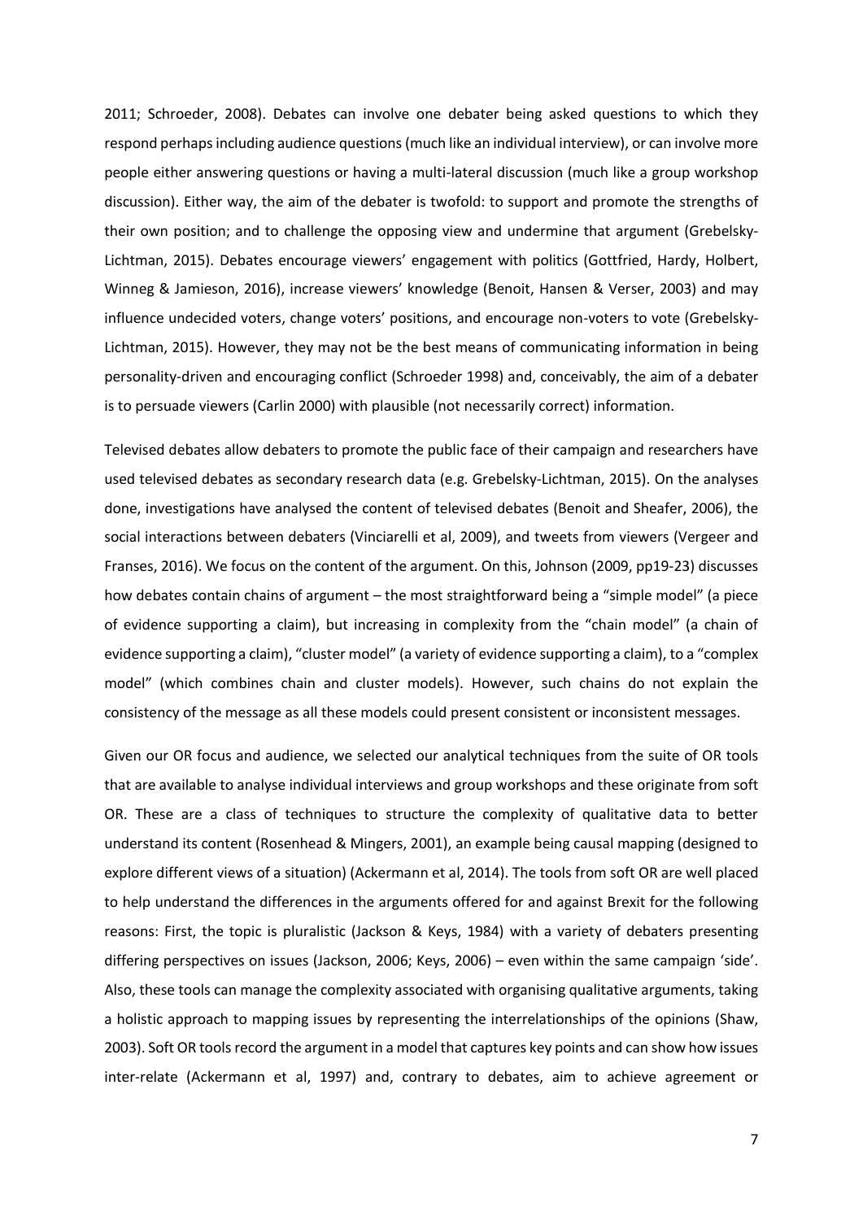2011; Schroeder, 2008). Debates can involve one debater being asked questions to which they respond perhaps including audience questions (much like an individual interview), or can involve more people either answering questions or having a multi-lateral discussion (much like a group workshop discussion). Either way, the aim of the debater is twofold: to support and promote the strengths of their own position; and to challenge the opposing view and undermine that argument (Grebelsky-Lichtman, 2015). Debates encourage viewers' engagement with politics (Gottfried, Hardy, Holbert, Winneg & Jamieson, 2016), increase viewers' knowledge (Benoit, Hansen & Verser, 2003) and may influence undecided voters, change voters' positions, and encourage non-voters to vote (Grebelsky-Lichtman, 2015). However, they may not be the best means of communicating information in being personality-driven and encouraging conflict (Schroeder 1998) and, conceivably, the aim of a debater is to persuade viewers (Carlin 2000) with plausible (not necessarily correct) information.

Televised debates allow debaters to promote the public face of their campaign and researchers have used televised debates as secondary research data (e.g. Grebelsky-Lichtman, 2015). On the analyses done, investigations have analysed the content of televised debates (Benoit and Sheafer, 2006), the social interactions between debaters (Vinciarelli et al, 2009), and tweets from viewers (Vergeer and Franses, 2016). We focus on the content of the argument. On this, Johnson (2009, pp19-23) discusses how debates contain chains of argument – the most straightforward being a "simple model" (a piece of evidence supporting a claim), but increasing in complexity from the "chain model" (a chain of evidence supporting a claim), "cluster model" (a variety of evidence supporting a claim), to a "complex model" (which combines chain and cluster models). However, such chains do not explain the consistency of the message as all these models could present consistent or inconsistent messages.

Given our OR focus and audience, we selected our analytical techniques from the suite of OR tools that are available to analyse individual interviews and group workshops and these originate from soft OR. These are a class of techniques to structure the complexity of qualitative data to better understand its content (Rosenhead & Mingers, 2001), an example being causal mapping (designed to explore different views of a situation) (Ackermann et al, 2014). The tools from soft OR are well placed to help understand the differences in the arguments offered for and against Brexit for the following reasons: First, the topic is pluralistic (Jackson & Keys, 1984) with a variety of debaters presenting differing perspectives on issues (Jackson, 2006; Keys, 2006) – even within the same campaign 'side'. Also, these tools can manage the complexity associated with organising qualitative arguments, taking a holistic approach to mapping issues by representing the interrelationships of the opinions (Shaw, 2003). Soft OR tools record the argument in a model that captures key points and can show how issues inter-relate (Ackermann et al, 1997) and, contrary to debates, aim to achieve agreement or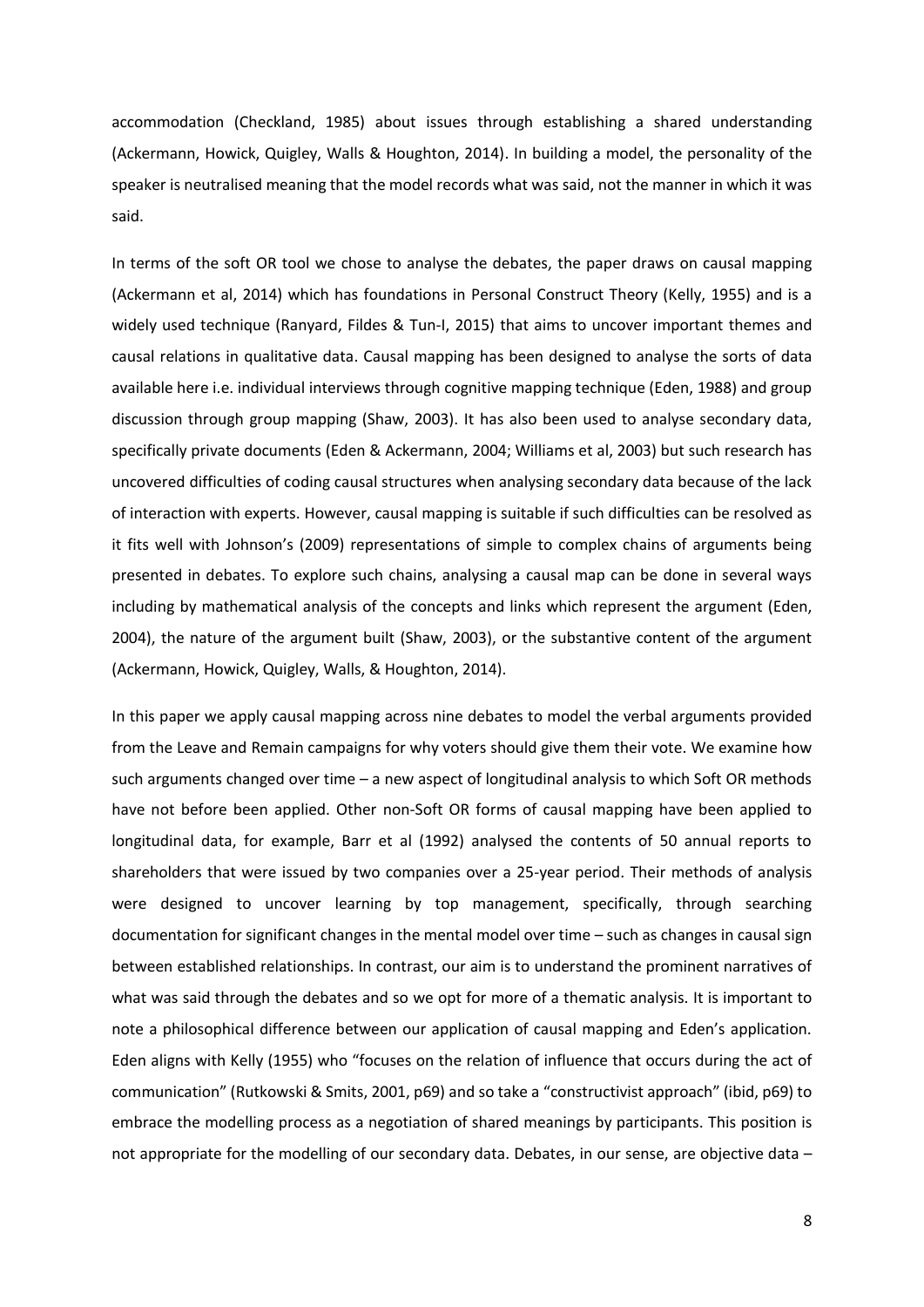accommodation (Checkland, 1985) about issues through establishing a shared understanding (Ackermann, Howick, Quigley, Walls & Houghton, 2014). In building a model, the personality of the speaker is neutralised meaning that the model records what was said, not the manner in which it was said.

In terms of the soft OR tool we chose to analyse the debates, the paper draws on causal mapping (Ackermann et al, 2014) which has foundations in Personal Construct Theory (Kelly, 1955) and is a widely used technique (Ranyard, Fildes & Tun-I, 2015) that aims to uncover important themes and causal relations in qualitative data. Causal mapping has been designed to analyse the sorts of data available here i.e. individual interviews through cognitive mapping technique (Eden, 1988) and group discussion through group mapping (Shaw, 2003). It has also been used to analyse secondary data, specifically private documents (Eden & Ackermann, 2004; Williams et al, 2003) but such research has uncovered difficulties of coding causal structures when analysing secondary data because of the lack of interaction with experts. However, causal mapping is suitable if such difficulties can be resolved as it fits well with Johnson's (2009) representations of simple to complex chains of arguments being presented in debates. To explore such chains, analysing a causal map can be done in several ways including by mathematical analysis of the concepts and links which represent the argument (Eden, 2004), the nature of the argument built (Shaw, 2003), or the substantive content of the argument (Ackermann, Howick, Quigley, Walls, & Houghton, 2014).

In this paper we apply causal mapping across nine debates to model the verbal arguments provided from the Leave and Remain campaigns for why voters should give them their vote. We examine how such arguments changed over time – a new aspect of longitudinal analysis to which Soft OR methods have not before been applied. Other non-Soft OR forms of causal mapping have been applied to longitudinal data, for example, Barr et al (1992) analysed the contents of 50 annual reports to shareholders that were issued by two companies over a 25-year period. Their methods of analysis were designed to uncover learning by top management, specifically, through searching documentation for significant changes in the mental model over time – such as changes in causal sign between established relationships. In contrast, our aim is to understand the prominent narratives of what was said through the debates and so we opt for more of a thematic analysis. It is important to note a philosophical difference between our application of causal mapping and Eden's application. Eden aligns with Kelly (1955) who "focuses on the relation of influence that occurs during the act of communication" (Rutkowski & Smits, 2001, p69) and so take a "constructivist approach" (ibid, p69) to embrace the modelling process as a negotiation of shared meanings by participants. This position is not appropriate for the modelling of our secondary data. Debates, in our sense, are objective data –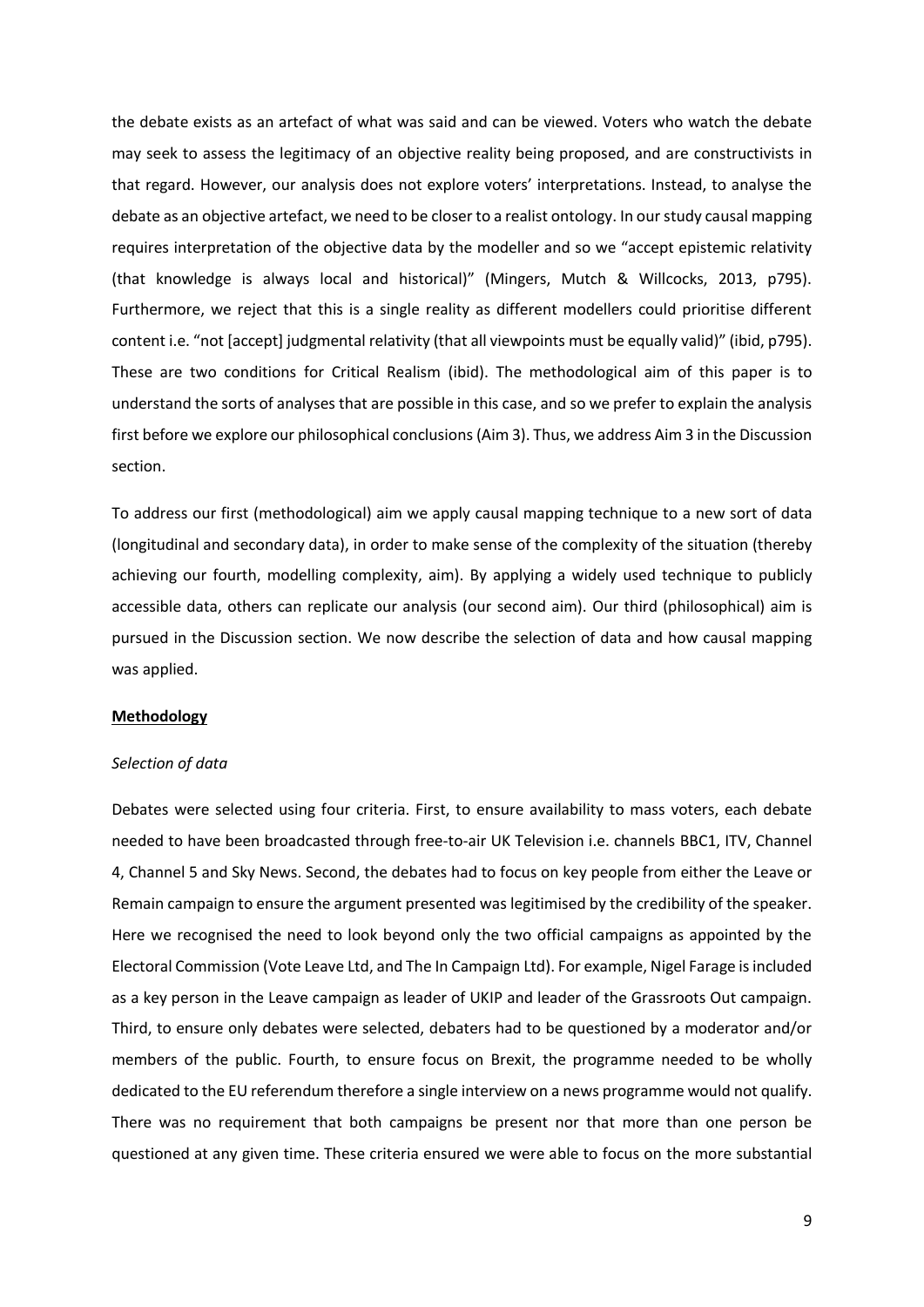the debate exists as an artefact of what was said and can be viewed. Voters who watch the debate may seek to assess the legitimacy of an objective reality being proposed, and are constructivists in that regard. However, our analysis does not explore voters' interpretations. Instead, to analyse the debate as an objective artefact, we need to be closer to a realist ontology. In our study causal mapping requires interpretation of the objective data by the modeller and so we "accept epistemic relativity (that knowledge is always local and historical)" (Mingers, Mutch & Willcocks, 2013, p795). Furthermore, we reject that this is a single reality as different modellers could prioritise different content i.e. "not [accept] judgmental relativity (that all viewpoints must be equally valid)" (ibid, p795). These are two conditions for Critical Realism (ibid). The methodological aim of this paper is to understand the sorts of analyses that are possible in this case, and so we prefer to explain the analysis first before we explore our philosophical conclusions (Aim 3). Thus, we address Aim 3 in the Discussion section.

To address our first (methodological) aim we apply causal mapping technique to a new sort of data (longitudinal and secondary data), in order to make sense of the complexity of the situation (thereby achieving our fourth, modelling complexity, aim). By applying a widely used technique to publicly accessible data, others can replicate our analysis (our second aim). Our third (philosophical) aim is pursued in the Discussion section. We now describe the selection of data and how causal mapping was applied.

## **Methodology**

### *Selection of data*

Debates were selected using four criteria. First, to ensure availability to mass voters, each debate needed to have been broadcasted through free-to-air UK Television i.e. channels BBC1, ITV, Channel 4, Channel 5 and Sky News. Second, the debates had to focus on key people from either the Leave or Remain campaign to ensure the argument presented was legitimised by the credibility of the speaker. Here we recognised the need to look beyond only the two official campaigns as appointed by the Electoral Commission (Vote Leave Ltd, and The In Campaign Ltd). For example, Nigel Farage is included as a key person in the Leave campaign as leader of UKIP and leader of the Grassroots Out campaign. Third, to ensure only debates were selected, debaters had to be questioned by a moderator and/or members of the public. Fourth, to ensure focus on Brexit, the programme needed to be wholly dedicated to the EU referendum therefore a single interview on a news programme would not qualify. There was no requirement that both campaigns be present nor that more than one person be questioned at any given time. These criteria ensured we were able to focus on the more substantial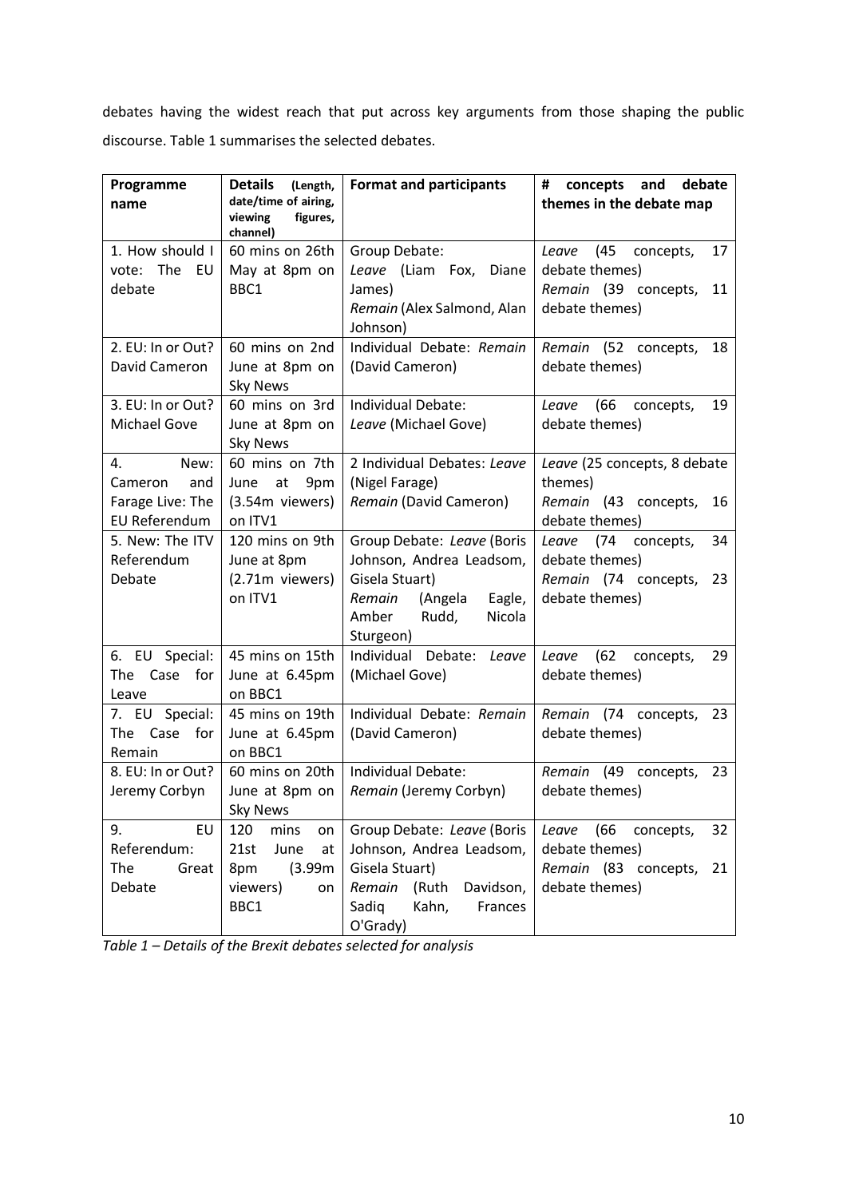debates having the widest reach that put across key arguments from those shaping the public discourse. Table 1 summarises the selected debates.

| Programme name | Details (Length, date/time of airing, viewing figures, channel) | Format and participants | # concepts and debate themes in the debate map |
|---|---|---|---|
| 1. How should I vote: The EU debate | 60 mins on 26th May at 8pm on BBC1 | Group Debate: *Leave* (Liam Fox, Diane James) *Remain* (Alex Salmond, Alan Johnson) | *Leave* (45 concepts, 17 debate themes) *Remain* (39 concepts, 11 debate themes) |
| 2. EU: In or Out? David Cameron | 60 mins on 2nd June at 8pm on Sky News | Individual Debate: *Remain* (David Cameron) | *Remain* (52 concepts, 18 debate themes) |
| 3. EU: In or Out? Michael Gove | 60 mins on 3rd June at 8pm on Sky News | Individual Debate: *Leave* (Michael Gove) | *Leave* (66 concepts, 19 debate themes) |
| 4. New: Cameron and Farage Live: The EU Referendum | 60 mins on 7th June at 9pm (3.54m viewers) on ITV1 | 2 Individual Debates: *Leave* (Nigel Farage) *Remain* (David Cameron) | *Leave* (25 concepts, 8 debate themes) *Remain* (43 concepts, 16 debate themes) |
| 5. New: The ITV Referendum Debate | 120 mins on 9th June at 8pm (2.71m viewers) on ITV1 | Group Debate: *Leave* (Boris Johnson, Andrea Leadsom, Gisela Stuart) *Remain* (Angela Eagle, Amber Rudd, Nicola Sturgeon) | *Leave* (74 concepts, 34 debate themes) *Remain* (74 concepts, 23 debate themes) |
| 6. EU Special: The Case for Leave | 45 mins on 15th June at 6.45pm on BBC1 | Individual Debate: *Leave* (Michael Gove) | *Leave* (62 concepts, 29 debate themes) |
| 7. EU Special: The Case for Remain | 45 mins on 19th June at 6.45pm on BBC1 | Individual Debate: *Remain* (David Cameron) | *Remain* (74 concepts, 23 debate themes) |
| 8. EU: In or Out? Jeremy Corbyn | 60 mins on 20th June at 8pm on Sky News | Individual Debate: *Remain* (Jeremy Corbyn) | *Remain* (49 concepts, 23 debate themes) |
| 9. EU Referendum: The Great Debate | 120 mins on 21st June at 8pm (3.99m viewers) on BBC1 | Group Debate: *Leave* (Boris Johnson, Andrea Leadsom, Gisela Stuart) *Remain* (Ruth Davidson, Sadiq Kahn, Frances O'Grady) | *Leave* (66 concepts, 32 debate themes) *Remain* (83 concepts, 21 debate themes) |

*Table 1 – Details of the Brexit debates selected for analysis*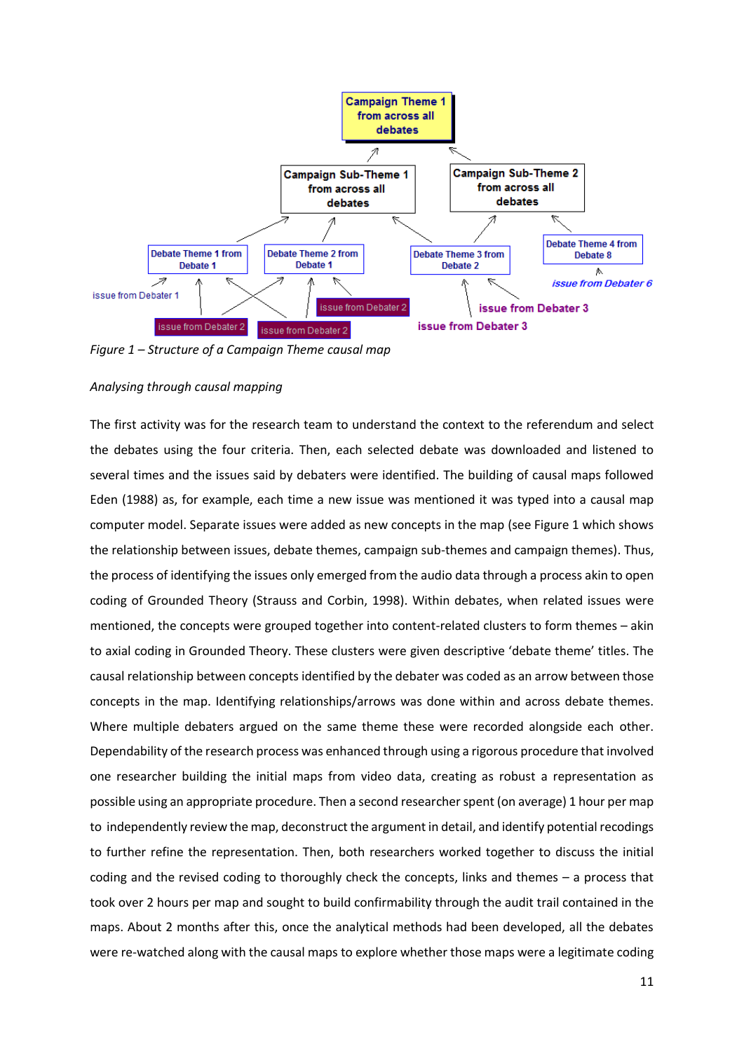*Figure 1 – Structure of a Campaign Theme causal map*

*Analysing through causal mapping*

The first activity was for the research team to understand the context to the referendum and select the debates using the four criteria. Then, each selected debate was downloaded and listened to several times and the issues said by debaters were identified. The building of causal maps followed Eden (1988) as, for example, each time a new issue was mentioned it was typed into a causal map computer model. Separate issues were added as new concepts in the map (see Figure 1 which shows the relationship between issues, debate themes, campaign sub-themes and campaign themes). Thus, the process of identifying the issues only emerged from the audio data through a process akin to open coding of Grounded Theory (Strauss and Corbin, 1998). Within debates, when related issues were mentioned, the concepts were grouped together into content-related clusters to form themes – akin to axial coding in Grounded Theory. These clusters were given descriptive 'debate theme' titles. The causal relationship between concepts identified by the debater was coded as an arrow between those concepts in the map. Identifying relationships/arrows was done within and across debate themes. Where multiple debaters argued on the same theme these were recorded alongside each other. Dependability of the research process was enhanced through using a rigorous procedure that involved one researcher building the initial maps from video data, creating as robust a representation as possible using an appropriate procedure. Then a second researcher spent (on average) 1 hour per map to independently review the map, deconstruct the argument in detail, and identify potential recodings to further refine the representation. Then, both researchers worked together to discuss the initial coding and the revised coding to thoroughly check the concepts, links and themes – a process that took over 2 hours per map and sought to build confirmability through the audit trail contained in the maps. About 2 months after this, once the analytical methods had been developed, all the debates were re-watched along with the causal maps to explore whether those maps were a legitimate coding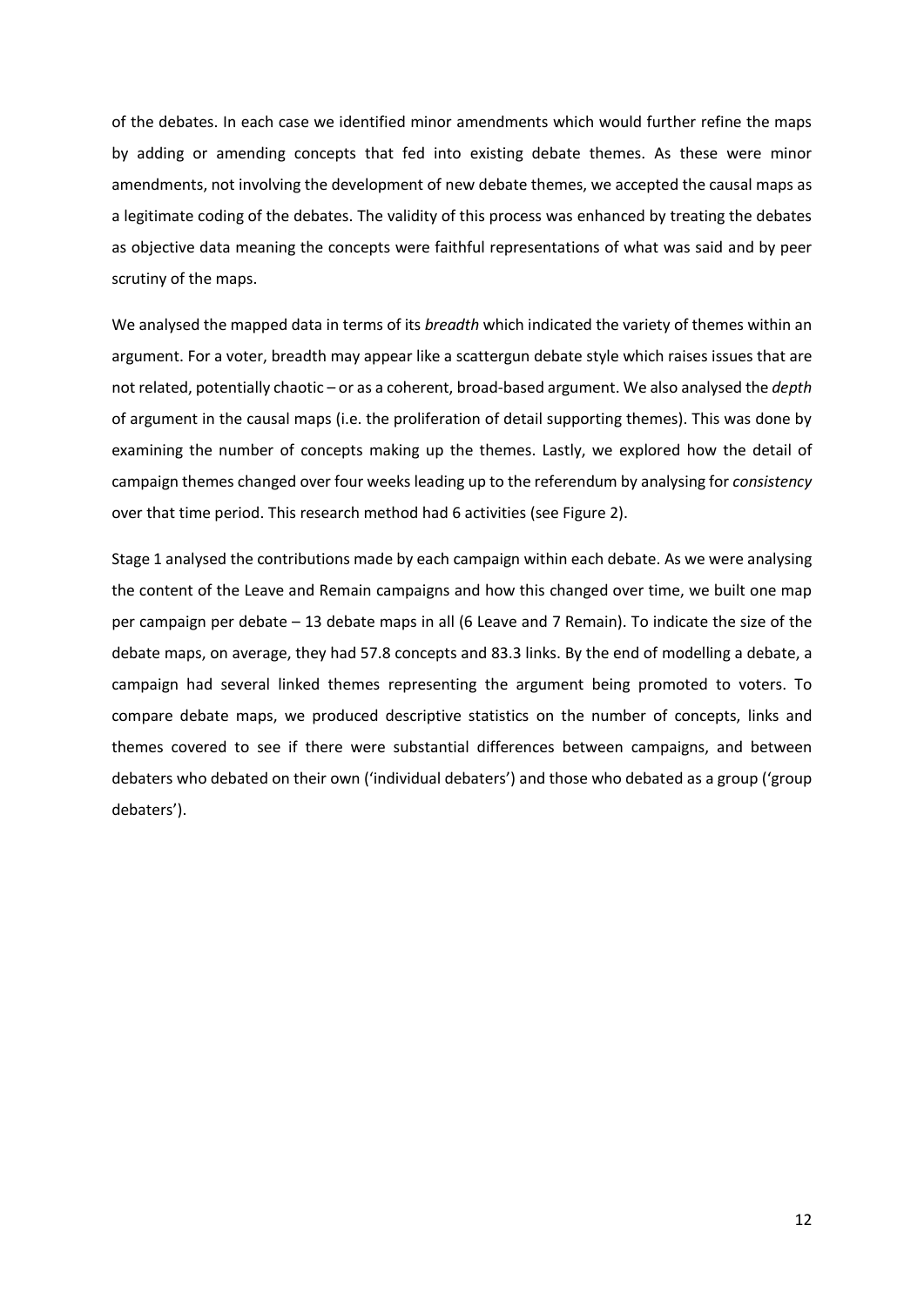of the debates. In each case we identified minor amendments which would further refine the maps by adding or amending concepts that fed into existing debate themes. As these were minor amendments, not involving the development of new debate themes, we accepted the causal maps as a legitimate coding of the debates. The validity of this process was enhanced by treating the debates as objective data meaning the concepts were faithful representations of what was said and by peer scrutiny of the maps.

We analysed the mapped data in terms of its *breadth* which indicated the variety of themes within an argument. For a voter, breadth may appear like a scattergun debate style which raises issues that are not related, potentially chaotic – or as a coherent, broad-based argument. We also analysed the *depth* of argument in the causal maps (i.e. the proliferation of detail supporting themes). This was done by examining the number of concepts making up the themes. Lastly, we explored how the detail of campaign themes changed over four weeks leading up to the referendum by analysing for *consistency* over that time period. This research method had 6 activities (see Figure 2).

Stage 1 analysed the contributions made by each campaign within each debate. As we were analysing the content of the Leave and Remain campaigns and how this changed over time, we built one map per campaign per debate – 13 debate maps in all (6 Leave and 7 Remain). To indicate the size of the debate maps, on average, they had 57.8 concepts and 83.3 links. By the end of modelling a debate, a campaign had several linked themes representing the argument being promoted to voters. To compare debate maps, we produced descriptive statistics on the number of concepts, links and themes covered to see if there were substantial differences between campaigns, and between debaters who debated on their own ('individual debaters') and those who debated as a group ('group debaters').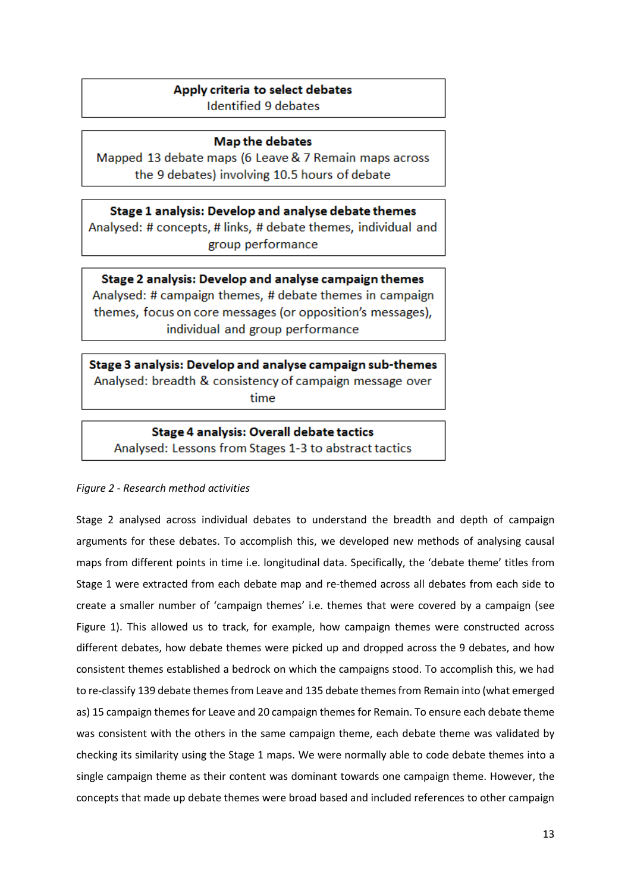**Apply criteria to select debates**
Identified 9 debates

**Map the debates**
Mapped 13 debate maps (6 Leave & 7 Remain maps across the 9 debates) involving 10.5 hours of debate

**Stage 1 analysis: Develop and analyse debate themes**
Analysed: # concepts, # links, # debate themes, individual and group performance

**Stage 2 analysis: Develop and analyse campaign themes**
Analysed: # campaign themes, # debate themes in campaign themes, focus on core messages (or opposition's messages), individual and group performance

**Stage 3 analysis: Develop and analyse campaign sub-themes**
Analysed: breadth & consistency of campaign message over time

**Stage 4 analysis: Overall debate tactics**
Analysed: Lessons from Stages 1-3 to abstract tactics

*Figure 2 - Research method activities*

Stage 2 analysed across individual debates to understand the breadth and depth of campaign arguments for these debates. To accomplish this, we developed new methods of analysing causal maps from different points in time i.e. longitudinal data. Specifically, the 'debate theme' titles from Stage 1 were extracted from each debate map and re-themed across all debates from each side to create a smaller number of 'campaign themes' i.e. themes that were covered by a campaign (see Figure 1). This allowed us to track, for example, how campaign themes were constructed across different debates, how debate themes were picked up and dropped across the 9 debates, and how consistent themes established a bedrock on which the campaigns stood. To accomplish this, we had to re-classify 139 debate themes from Leave and 135 debate themes from Remain into (what emerged as) 15 campaign themes for Leave and 20 campaign themes for Remain. To ensure each debate theme was consistent with the others in the same campaign theme, each debate theme was validated by checking its similarity using the Stage 1 maps. We were normally able to code debate themes into a single campaign theme as their content was dominant towards one campaign theme. However, the concepts that made up debate themes were broad based and included references to other campaign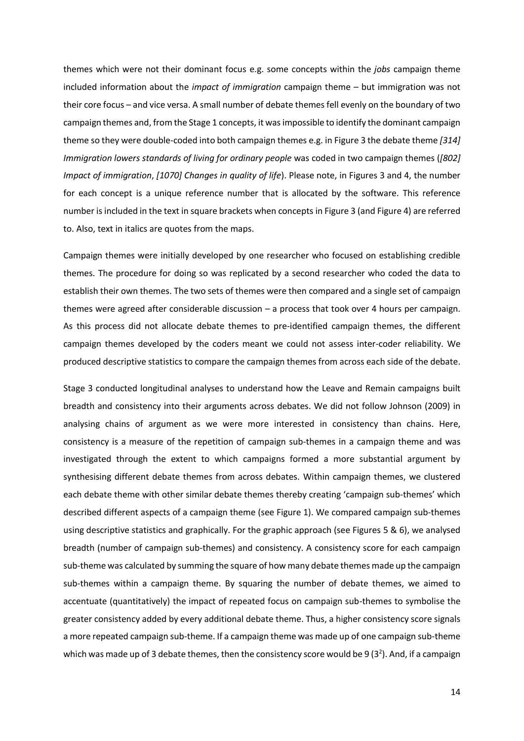themes which were not their dominant focus e.g. some concepts within the *jobs* campaign theme included information about the *impact of immigration* campaign theme – but immigration was not their core focus – and vice versa. A small number of debate themes fell evenly on the boundary of two campaign themes and, from the Stage 1 concepts, it was impossible to identify the dominant campaign theme so they were double-coded into both campaign themes e.g. in Figure 3 the debate theme *[314] Immigration lowers standards of living for ordinary people* was coded in two campaign themes (*[802] Impact of immigration*, *[1070] Changes in quality of life*). Please note, in Figures 3 and 4, the number for each concept is a unique reference number that is allocated by the software. This reference number is included in the text in square brackets when concepts in Figure 3 (and Figure 4) are referred to. Also, text in italics are quotes from the maps.

Campaign themes were initially developed by one researcher who focused on establishing credible themes. The procedure for doing so was replicated by a second researcher who coded the data to establish their own themes. The two sets of themes were then compared and a single set of campaign themes were agreed after considerable discussion – a process that took over 4 hours per campaign. As this process did not allocate debate themes to pre-identified campaign themes, the different campaign themes developed by the coders meant we could not assess inter-coder reliability. We produced descriptive statistics to compare the campaign themes from across each side of the debate.

Stage 3 conducted longitudinal analyses to understand how the Leave and Remain campaigns built breadth and consistency into their arguments across debates. We did not follow Johnson (2009) in analysing chains of argument as we were more interested in consistency than chains. Here, consistency is a measure of the repetition of campaign sub-themes in a campaign theme and was investigated through the extent to which campaigns formed a more substantial argument by synthesising different debate themes from across debates. Within campaign themes, we clustered each debate theme with other similar debate themes thereby creating 'campaign sub-themes' which described different aspects of a campaign theme (see Figure 1). We compared campaign sub-themes using descriptive statistics and graphically. For the graphic approach (see Figures 5 & 6), we analysed breadth (number of campaign sub-themes) and consistency. A consistency score for each campaign sub-theme was calculated by summing the square of how many debate themes made up the campaign sub-themes within a campaign theme. By squaring the number of debate themes, we aimed to accentuate (quantitatively) the impact of repeated focus on campaign sub-themes to symbolise the greater consistency added by every additional debate theme. Thus, a higher consistency score signals a more repeated campaign sub-theme. If a campaign theme was made up of one campaign sub-theme which was made up of 3 debate themes, then the consistency score would be 9 ($3^2$). And, if a campaign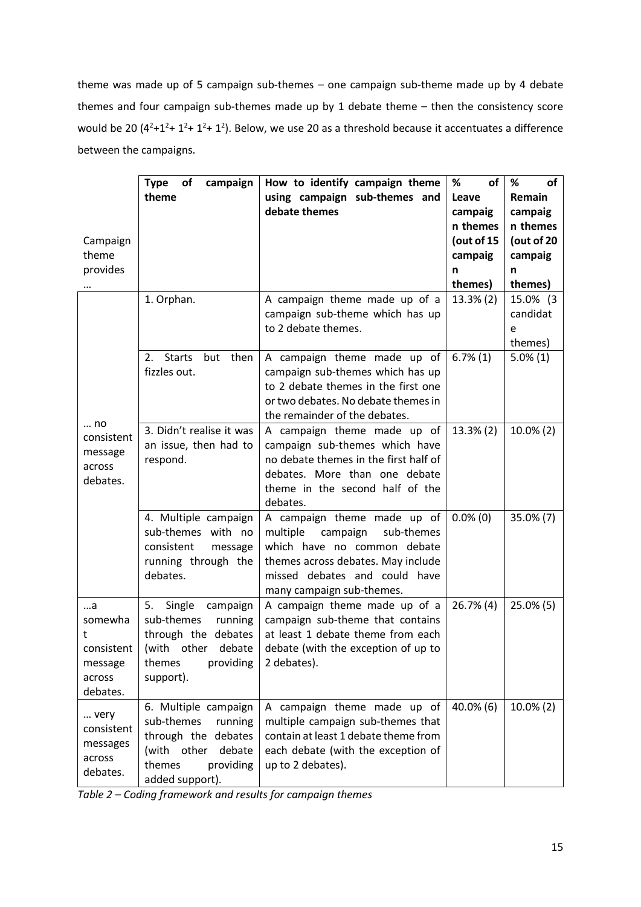theme was made up of 5 campaign sub-themes – one campaign sub-theme made up by 4 debate themes and four campaign sub-themes made up by 1 debate theme – then the consistency score would be 20 ($4^2+1^2+1^2+1^2+1^2$). Below, we use 20 as a threshold because it accentuates a difference between the campaigns.

| Campaign theme provides … | **Type of campaign theme** | **How to identify campaign theme using campaign sub-themes and debate themes** | **% of Leave campaign themes (out of 15 campaign themes)** | **% of Remain campaign themes (out of 20 campaign themes)** |
|---|---|---|---|---|
| … no consistent message across debates. | 1. Orphan. | A campaign theme made up of a campaign sub-theme which has up to 2 debate themes. | 13.3% (2) | 15.0% (3 candidate themes) |
| | 2. Starts but then fizzles out. | A campaign theme made up of campaign sub-themes which has up to 2 debate themes in the first one or two debates. No debate themes in the remainder of the debates. | 6.7% (1) | 5.0% (1) |
| | 3. Didn't realise it was an issue, then had to respond. | A campaign theme made up of campaign sub-themes which have no debate themes in the first half of debates. More than one debate theme in the second half of the debates. | 13.3% (2) | 10.0% (2) |
| | 4. Multiple campaign sub-themes with no consistent message running through the debates. | A campaign theme made up of multiple campaign sub-themes which have no common debate themes across debates. May include missed debates and could have many campaign sub-themes. | 0.0% (0) | 35.0% (7) |
| …a somewhat consistent message across debates. | 5. Single campaign sub-themes running through the debates (with other debate themes providing support). | A campaign theme made up of a campaign sub-theme that contains at least 1 debate theme from each debate (with the exception of up to 2 debates). | 26.7% (4) | 25.0% (5) |
| … very consistent messages across debates. | 6. Multiple campaign sub-themes running through the debates (with other debate themes providing added support). | A campaign theme made up of multiple campaign sub-themes that contain at least 1 debate theme from each debate (with the exception of up to 2 debates). | 40.0% (6) | 10.0% (2) |

*Table 2 – Coding framework and results for campaign themes*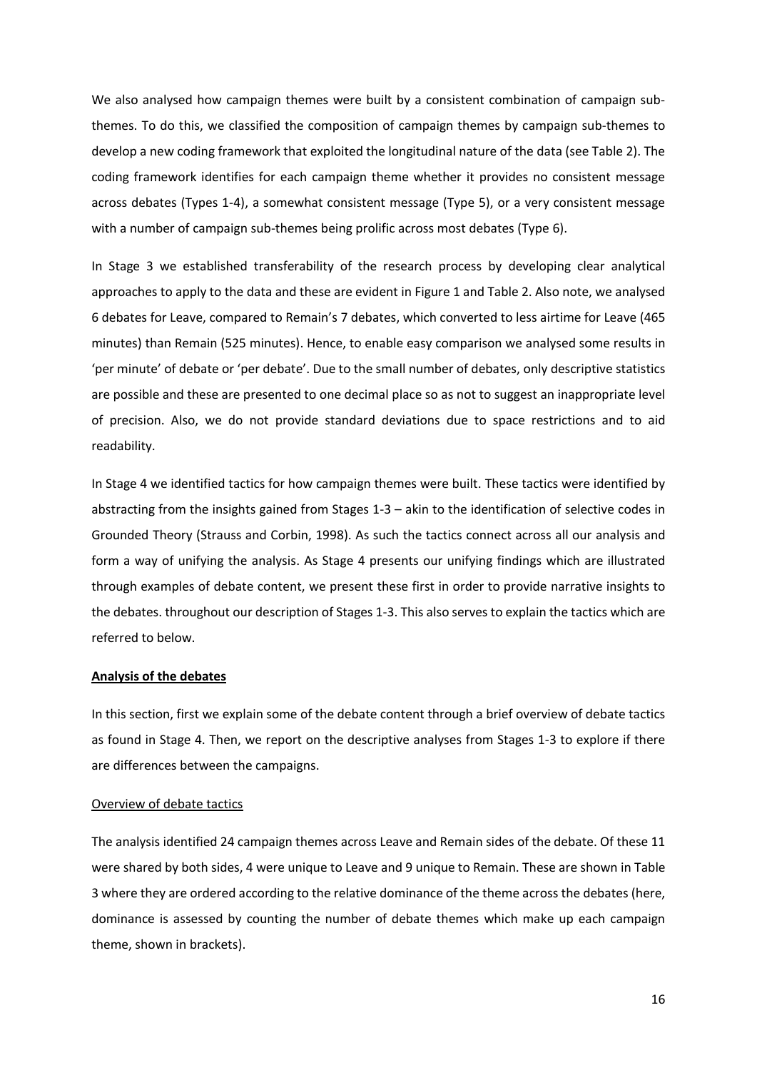We also analysed how campaign themes were built by a consistent combination of campaign sub-themes. To do this, we classified the composition of campaign themes by campaign sub-themes to develop a new coding framework that exploited the longitudinal nature of the data (see Table 2). The coding framework identifies for each campaign theme whether it provides no consistent message across debates (Types 1-4), a somewhat consistent message (Type 5), or a very consistent message with a number of campaign sub-themes being prolific across most debates (Type 6).

In Stage 3 we established transferability of the research process by developing clear analytical approaches to apply to the data and these are evident in Figure 1 and Table 2. Also note, we analysed 6 debates for Leave, compared to Remain's 7 debates, which converted to less airtime for Leave (465 minutes) than Remain (525 minutes). Hence, to enable easy comparison we analysed some results in 'per minute' of debate or 'per debate'. Due to the small number of debates, only descriptive statistics are possible and these are presented to one decimal place so as not to suggest an inappropriate level of precision. Also, we do not provide standard deviations due to space restrictions and to aid readability.

In Stage 4 we identified tactics for how campaign themes were built. These tactics were identified by abstracting from the insights gained from Stages 1-3 – akin to the identification of selective codes in Grounded Theory (Strauss and Corbin, 1998). As such the tactics connect across all our analysis and form a way of unifying the analysis. As Stage 4 presents our unifying findings which are illustrated through examples of debate content, we present these first in order to provide narrative insights to the debates. throughout our description of Stages 1-3. This also serves to explain the tactics which are referred to below.

## Analysis of the debates

In this section, first we explain some of the debate content through a brief overview of debate tactics as found in Stage 4. Then, we report on the descriptive analyses from Stages 1-3 to explore if there are differences between the campaigns.

### Overview of debate tactics

The analysis identified 24 campaign themes across Leave and Remain sides of the debate. Of these 11 were shared by both sides, 4 were unique to Leave and 9 unique to Remain. These are shown in Table 3 where they are ordered according to the relative dominance of the theme across the debates (here, dominance is assessed by counting the number of debate themes which make up each campaign theme, shown in brackets).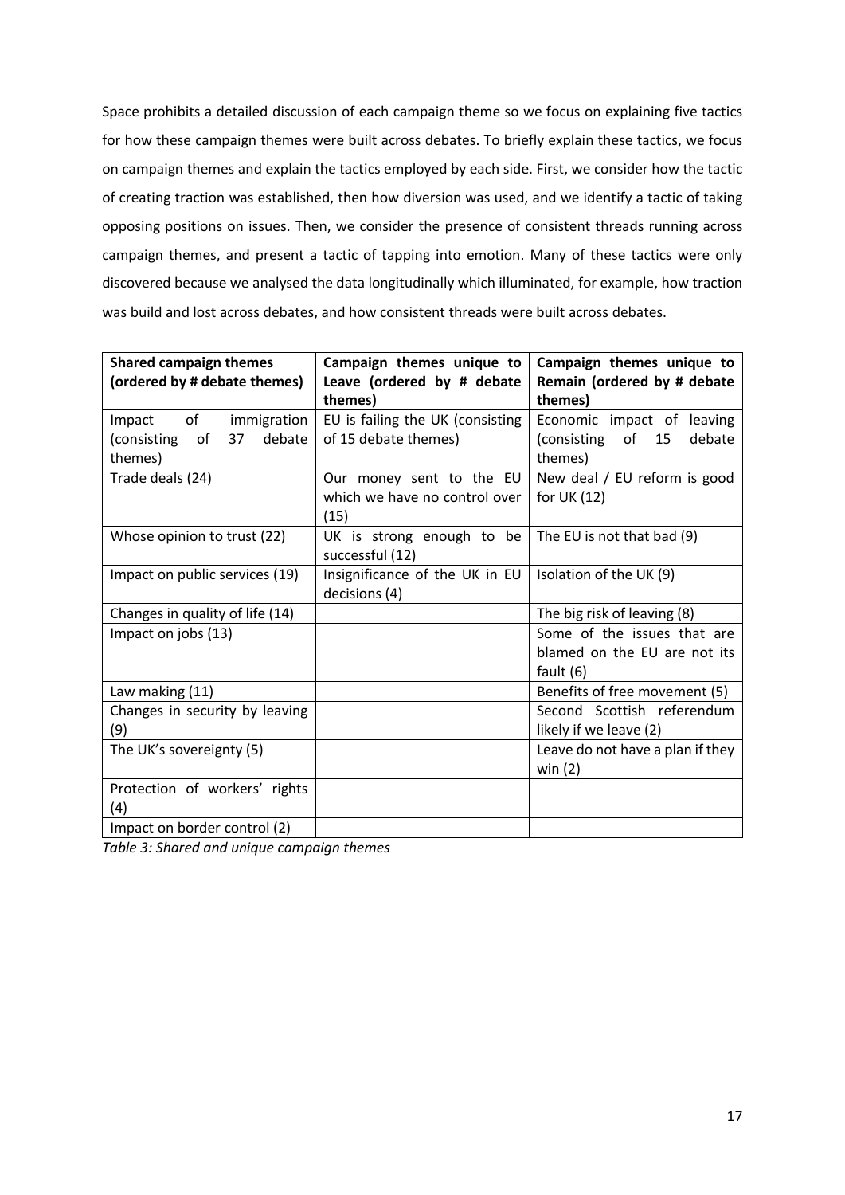Space prohibits a detailed discussion of each campaign theme so we focus on explaining five tactics for how these campaign themes were built across debates. To briefly explain these tactics, we focus on campaign themes and explain the tactics employed by each side. First, we consider how the tactic of creating traction was established, then how diversion was used, and we identify a tactic of taking opposing positions on issues. Then, we consider the presence of consistent threads running across campaign themes, and present a tactic of tapping into emotion. Many of these tactics were only discovered because we analysed the data longitudinally which illuminated, for example, how traction was build and lost across debates, and how consistent threads were built across debates.

| **Shared campaign themes (ordered by # debate themes)** | **Campaign themes unique to Leave (ordered by # debate themes)** | **Campaign themes unique to Remain (ordered by # debate themes)** |
|---|---|---|
| Impact of immigration (consisting of 37 debate themes) | EU is failing the UK (consisting of 15 debate themes) | Economic impact of leaving (consisting of 15 debate themes) |
| Trade deals (24) | Our money sent to the EU which we have no control over (15) | New deal / EU reform is good for UK (12) |
| Whose opinion to trust (22) | UK is strong enough to be successful (12) | The EU is not that bad (9) |
| Impact on public services (19) | Insignificance of the UK in EU decisions (4) | Isolation of the UK (9) |
| Changes in quality of life (14) | | The big risk of leaving (8) |
| Impact on jobs (13) | | Some of the issues that are blamed on the EU are not its fault (6) |
| Law making (11) | | Benefits of free movement (5) |
| Changes in security by leaving (9) | | Second Scottish referendum likely if we leave (2) |
| The UK's sovereignty (5) | | Leave do not have a plan if they win (2) |
| Protection of workers' rights (4) | | |
| Impact on border control (2) | | |

*Table 3: Shared and unique campaign themes*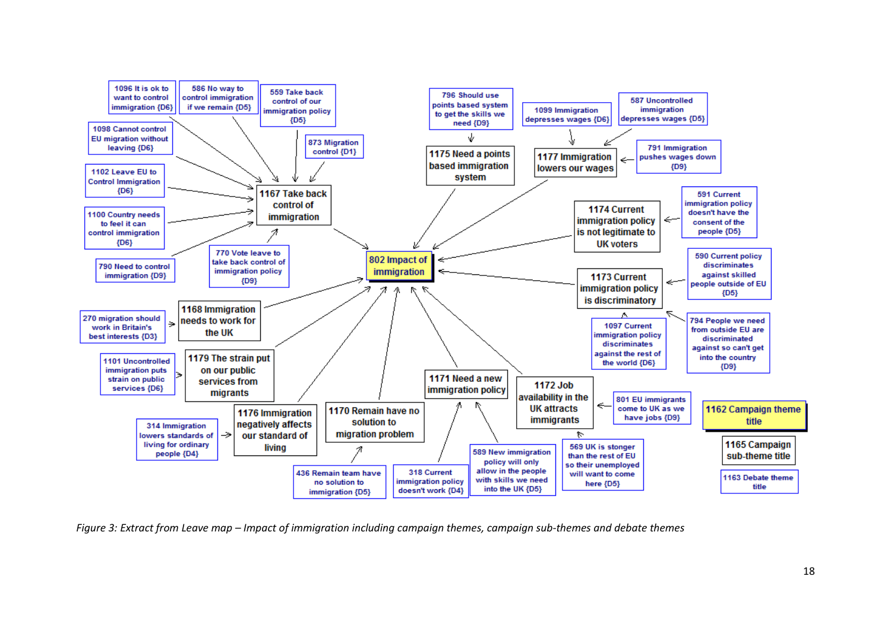1096 It is ok to want to control immigration {D6}

586 No way to control immigration if we remain {D5}

559 Take back control of our immigration policy {D5}

1098 Cannot control EU migration without leaving {D6}

873 Migration control {D1}

1102 Leave EU to Control Immigration {D6}

1167 Take back control of immigration

1100 Country needs to feel it can control immigration {D6}

790 Need to control immigration {D9}

770 Vote leave to take back control of immigration policy {D9}

796 Should use points based system to get the skills we need {D9}

1175 Need a points based immigration system

1099 Immigration depresses wages {D6}

587 Uncontrolled immigration depresses wages {D5}

1177 Immigration lowers our wages

791 Immigration pushes wages down {D9}

1174 Current immigration policy is not legitimate to UK voters

591 Current immigration policy doesn't have the consent of the people {D5}

802 Impact of immigration

1173 Current immigration policy is discriminatory

590 Current policy discriminates against skilled people outside of EU {D5}

270 migration should work in Britain's best interests {D3}

1168 Immigration needs to work for the UK

1097 Current immigration policy discriminates against the rest of the world {D6}

794 People we need from outside EU are discriminated against so can't get into the country {D9}

1101 Uncontrolled immigration puts strain on public services {D6}

1179 The strain put on our public services from migrants

1171 Need a new immigration policy

1172 Job availability in the UK attracts immigrants

801 EU immigrants come to UK as we have jobs {D9}

1162 Campaign theme title

314 Immigration lowers standards of living for ordinary people {D4}

1176 Immigration negatively affects our standard of living

1170 Remain have no solution to migration problem

1165 Campaign sub-theme title

589 New immigration policy will only allow in the people with skills we need into the UK {D5}

569 UK is stonger than the rest of EU so their unemployed will want to come here {D5}

1163 Debate theme title

436 Remain team have no solution to immigration {D5}

318 Current immigration policy doesn't work {D4}

*Figure 3: Extract from Leave map – Impact of immigration including campaign themes, campaign sub-themes and debate themes*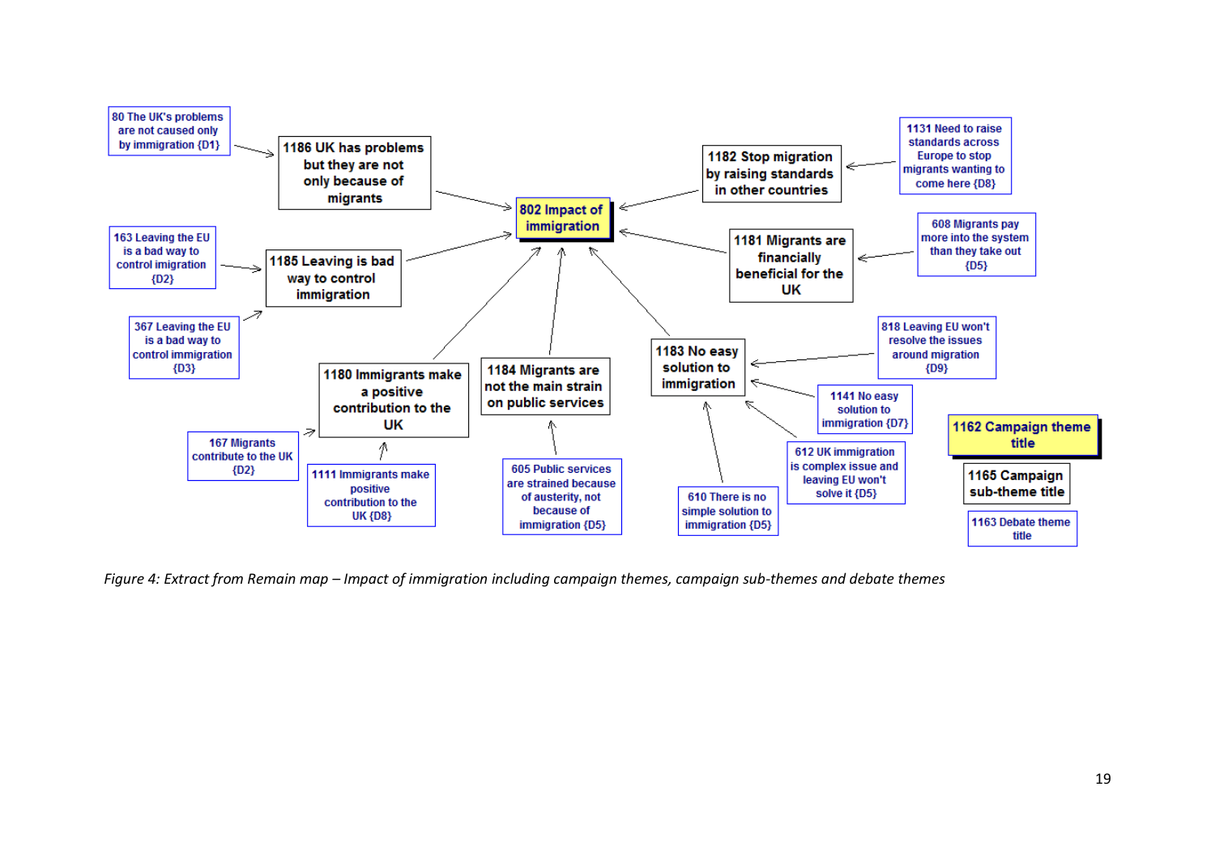80 The UK's problems are not caused only by immigration {D1}

1186 UK has problems but they are not only because of migrants

802 Impact of immigration

1182 Stop migration by raising standards in other countries

1131 Need to raise standards across Europe to stop migrants wanting to come here {D8}

163 Leaving the EU is a bad way to control imigration {D2}

1185 Leaving is bad way to control immigration

1181 Migrants are financially beneficial for the UK

608 Migrants pay more into the system than they take out {D5}

367 Leaving the EU is a bad way to control immigration {D3}

1183 No easy solution to immigration

818 Leaving EU won't resolve the issues around migration {D9}

1180 Immigrants make a positive contribution to the UK

1184 Migrants are not the main strain on public services

1141 No easy solution to immigration {D7}

1162 Campaign theme title

167 Migrants contribute to the UK {D2}

1111 Immigrants make positive contribution to the UK {D8}

605 Public services are strained because of austerity, not because of immigration {D5}

610 There is no simple solution to immigration {D5}

612 UK immigration is complex issue and leaving EU won't solve it {D5}

1165 Campaign sub-theme title

1163 Debate theme title

*Figure 4: Extract from Remain map – Impact of immigration including campaign themes, campaign sub-themes and debate themes*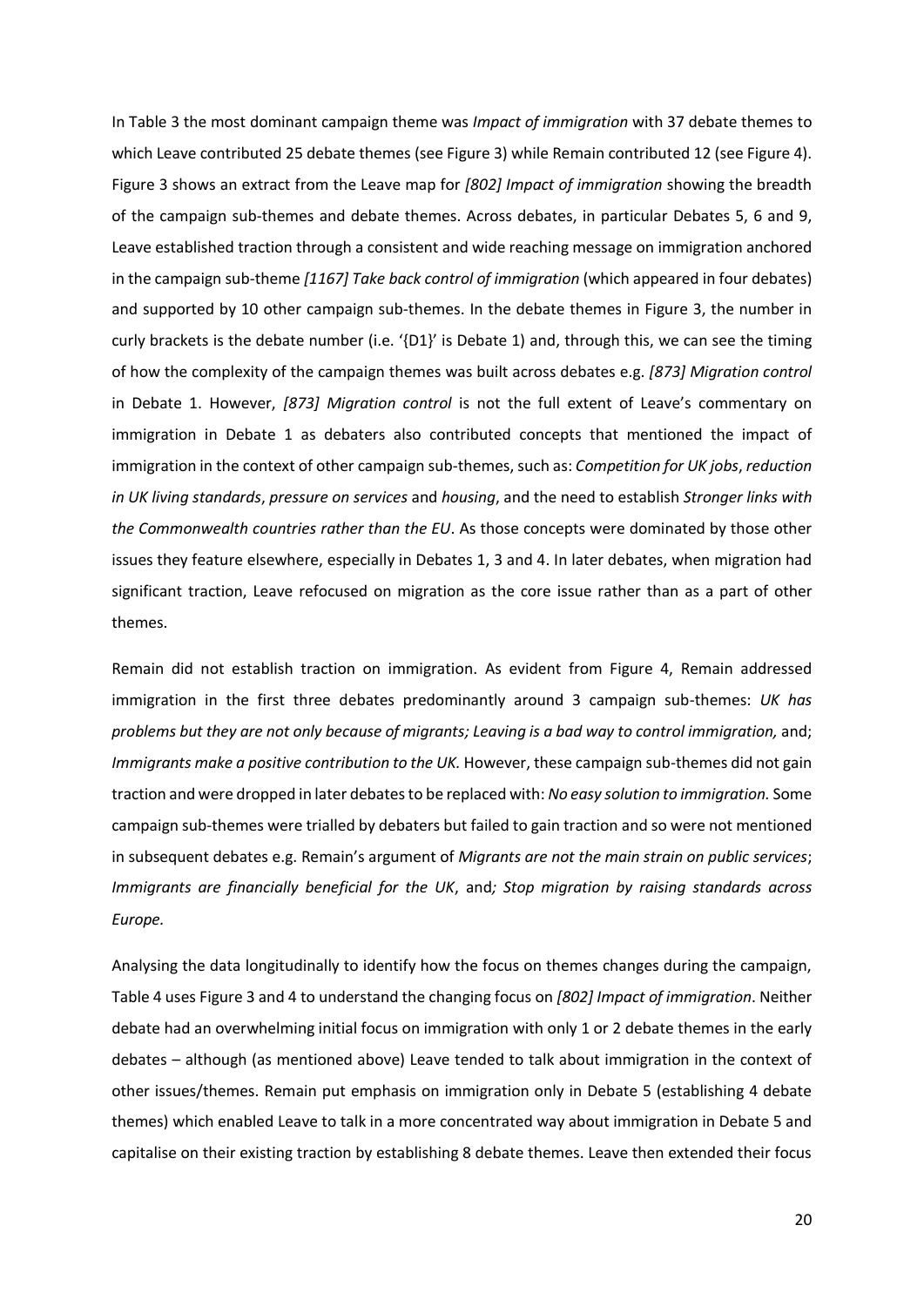In Table 3 the most dominant campaign theme was *Impact of immigration* with 37 debate themes to which Leave contributed 25 debate themes (see Figure 3) while Remain contributed 12 (see Figure 4). Figure 3 shows an extract from the Leave map for *[802] Impact of immigration* showing the breadth of the campaign sub-themes and debate themes. Across debates, in particular Debates 5, 6 and 9, Leave established traction through a consistent and wide reaching message on immigration anchored in the campaign sub-theme *[1167] Take back control of immigration* (which appeared in four debates) and supported by 10 other campaign sub-themes. In the debate themes in Figure 3, the number in curly brackets is the debate number (i.e. '{D1}' is Debate 1) and, through this, we can see the timing of how the complexity of the campaign themes was built across debates e.g. *[873] Migration control* in Debate 1. However, *[873] Migration control* is not the full extent of Leave's commentary on immigration in Debate 1 as debaters also contributed concepts that mentioned the impact of immigration in the context of other campaign sub-themes, such as: *Competition for UK jobs*, *reduction in UK living standards*, *pressure on services* and *housing*, and the need to establish *Stronger links with the Commonwealth countries rather than the EU*. As those concepts were dominated by those other issues they feature elsewhere, especially in Debates 1, 3 and 4. In later debates, when migration had significant traction, Leave refocused on migration as the core issue rather than as a part of other themes.

Remain did not establish traction on immigration. As evident from Figure 4, Remain addressed immigration in the first three debates predominantly around 3 campaign sub-themes: *UK has problems but they are not only because of migrants; Leaving is a bad way to control immigration,* and; *Immigrants make a positive contribution to the UK.* However, these campaign sub-themes did not gain traction and were dropped in later debates to be replaced with: *No easy solution to immigration.* Some campaign sub-themes were trialled by debaters but failed to gain traction and so were not mentioned in subsequent debates e.g. Remain's argument of *Migrants are not the main strain on public services*; *Immigrants are financially beneficial for the UK*, and*; Stop migration by raising standards across Europe.*

Analysing the data longitudinally to identify how the focus on themes changes during the campaign, Table 4 uses Figure 3 and 4 to understand the changing focus on *[802] Impact of immigration*. Neither debate had an overwhelming initial focus on immigration with only 1 or 2 debate themes in the early debates – although (as mentioned above) Leave tended to talk about immigration in the context of other issues/themes. Remain put emphasis on immigration only in Debate 5 (establishing 4 debate themes) which enabled Leave to talk in a more concentrated way about immigration in Debate 5 and capitalise on their existing traction by establishing 8 debate themes. Leave then extended their focus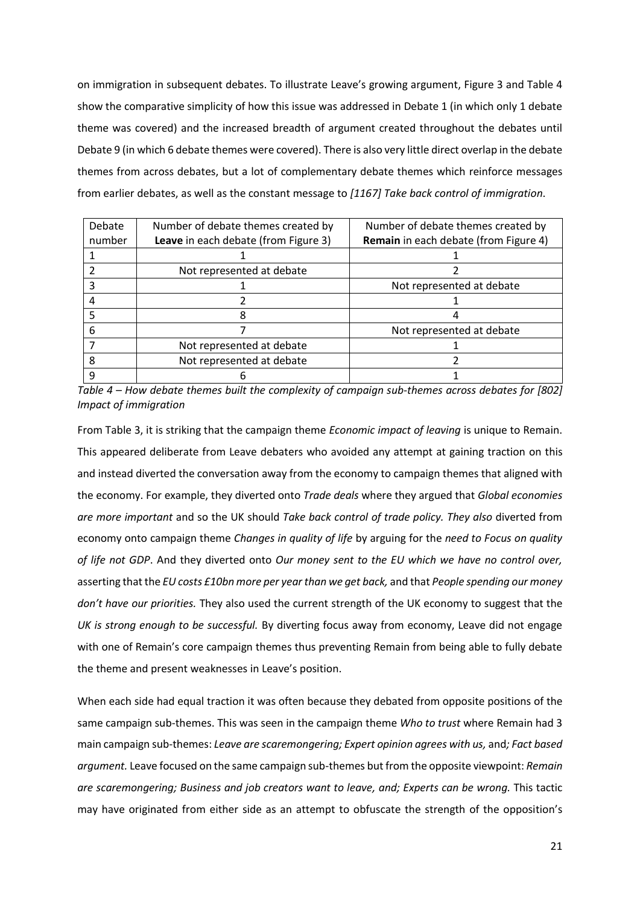on immigration in subsequent debates. To illustrate Leave's growing argument, Figure 3 and Table 4 show the comparative simplicity of how this issue was addressed in Debate 1 (in which only 1 debate theme was covered) and the increased breadth of argument created throughout the debates until Debate 9 (in which 6 debate themes were covered). There is also very little direct overlap in the debate themes from across debates, but a lot of complementary debate themes which reinforce messages from earlier debates, as well as the constant message to *[1167] Take back control of immigration*.

| Debate number | Number of debate themes created by **Leave** in each debate (from Figure 3) | Number of debate themes created by **Remain** in each debate (from Figure 4) |
|---|---|---|
| 1 | 1 | 1 |
| 2 | Not represented at debate | 2 |
| 3 | 1 | Not represented at debate |
| 4 | 2 | 1 |
| 5 | 8 | 4 |
| 6 | 7 | Not represented at debate |
| 7 | Not represented at debate | 1 |
| 8 | Not represented at debate | 2 |
| 9 | 6 | 1 |

*Table 4 – How debate themes built the complexity of campaign sub-themes across debates for [802] Impact of immigration*

From Table 3, it is striking that the campaign theme *Economic impact of leaving* is unique to Remain. This appeared deliberate from Leave debaters who avoided any attempt at gaining traction on this and instead diverted the conversation away from the economy to campaign themes that aligned with the economy. For example, they diverted onto *Trade deals* where they argued that *Global economies are more important* and so the UK should *Take back control of trade policy. They also* diverted from economy onto campaign theme *Changes in quality of life* by arguing for the *need to Focus on quality of life not GDP*. And they diverted onto *Our money sent to the EU which we have no control over,* asserting that the *EU costs £10bn more per year than we get back,* and that *People spending our money don't have our priorities.* They also used the current strength of the UK economy to suggest that the *UK is strong enough to be successful.* By diverting focus away from economy, Leave did not engage with one of Remain's core campaign themes thus preventing Remain from being able to fully debate the theme and present weaknesses in Leave's position.

When each side had equal traction it was often because they debated from opposite positions of the same campaign sub-themes. This was seen in the campaign theme *Who to trust* where Remain had 3 main campaign sub-themes: *Leave are scaremongering; Expert opinion agrees with us,* and*; Fact based argument.* Leave focused on the same campaign sub-themes but from the opposite viewpoint: *Remain are scaremongering; Business and job creators want to leave, and; Experts can be wrong.* This tactic may have originated from either side as an attempt to obfuscate the strength of the opposition's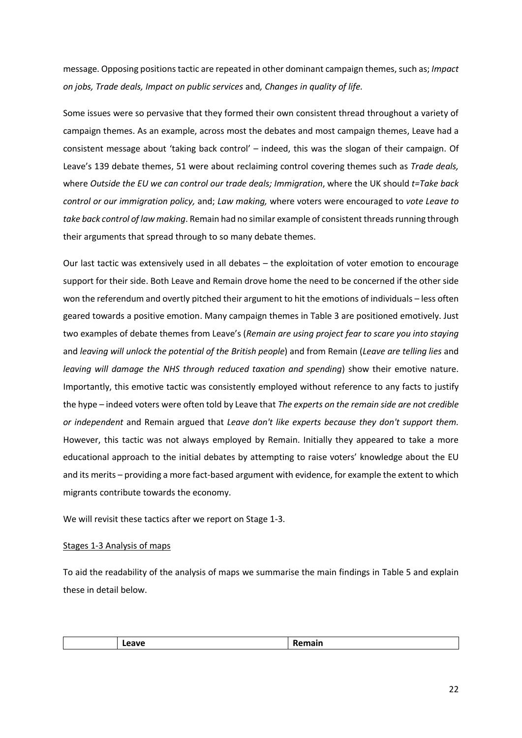message. Opposing positions tactic are repeated in other dominant campaign themes, such as; *Impact on jobs, Trade deals, Impact on public services* and*, Changes in quality of life.*

Some issues were so pervasive that they formed their own consistent thread throughout a variety of campaign themes. As an example, across most the debates and most campaign themes, Leave had a consistent message about 'taking back control' – indeed, this was the slogan of their campaign. Of Leave's 139 debate themes, 51 were about reclaiming control covering themes such as *Trade deals,* where *Outside the EU we can control our trade deals; Immigration*, where the UK should *t=Take back control or our immigration policy,* and; *Law making,* where voters were encouraged to *vote Leave to take back control of law making*. Remain had no similar example of consistent threads running through their arguments that spread through to so many debate themes.

Our last tactic was extensively used in all debates – the exploitation of voter emotion to encourage support for their side. Both Leave and Remain drove home the need to be concerned if the other side won the referendum and overtly pitched their argument to hit the emotions of individuals – less often geared towards a positive emotion. Many campaign themes in Table 3 are positioned emotively. Just two examples of debate themes from Leave's (*Remain are using project fear to scare you into staying* and *leaving will unlock the potential of the British people*) and from Remain (*Leave are telling lies* and *leaving will damage the NHS through reduced taxation and spending*) show their emotive nature. Importantly, this emotive tactic was consistently employed without reference to any facts to justify the hype – indeed voters were often told by Leave that *The experts on the remain side are not credible or independent* and Remain argued that *Leave don't like experts because they don't support them.* However, this tactic was not always employed by Remain. Initially they appeared to take a more educational approach to the initial debates by attempting to raise voters' knowledge about the EU and its merits – providing a more fact-based argument with evidence, for example the extent to which migrants contribute towards the economy.

We will revisit these tactics after we report on Stage 1-3.

Stages 1-3 Analysis of maps

To aid the readability of the analysis of maps we summarise the main findings in Table 5 and explain these in detail below.

| | **Leave** | **Remain** |
|---|---|---|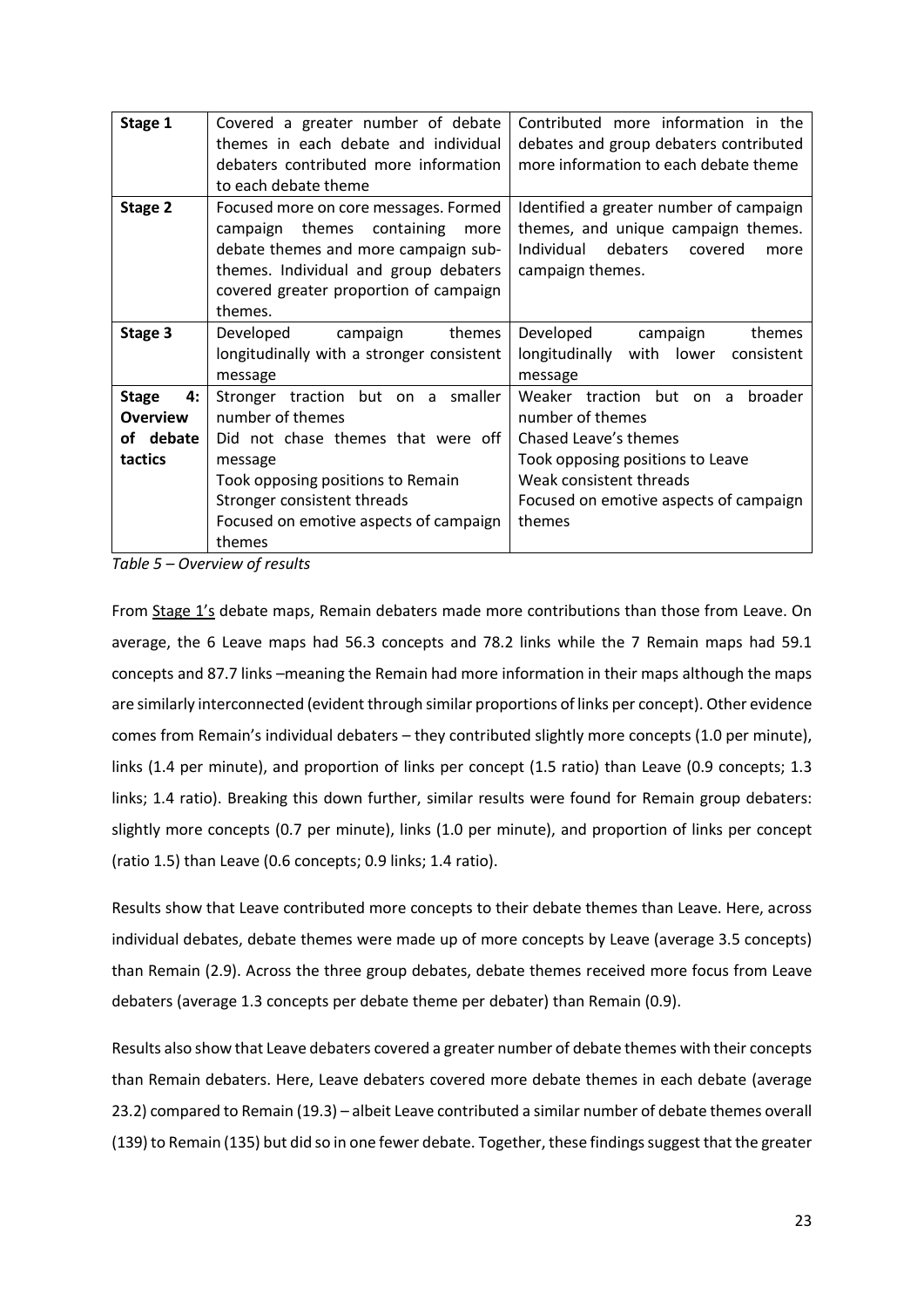| Stage 1 | Covered a greater number of debate themes in each debate and individual debaters contributed more information to each debate theme | Contributed more information in the debates and group debaters contributed more information to each debate theme |
|---|---|---|
| Stage 2 | Focused more on core messages. Formed campaign themes containing more debate themes and more campaign sub-themes. Individual and group debaters covered greater proportion of campaign themes. | Identified a greater number of campaign themes, and unique campaign themes. Individual debaters covered more campaign themes. |
| Stage 3 | Developed campaign themes longitudinally with a stronger consistent message | Developed campaign themes longitudinally with lower consistent message |
| Stage 4: Overview of debate tactics | Stronger traction but on a smaller number of themes<br>Did not chase themes that were off message<br>Took opposing positions to Remain<br>Stronger consistent threads<br>Focused on emotive aspects of campaign themes | Weaker traction but on a broader number of themes<br>Chased Leave's themes<br>Took opposing positions to Leave<br>Weak consistent threads<br>Focused on emotive aspects of campaign themes |

*Table 5 – Overview of results*

From Stage 1's debate maps, Remain debaters made more contributions than those from Leave. On average, the 6 Leave maps had 56.3 concepts and 78.2 links while the 7 Remain maps had 59.1 concepts and 87.7 links –meaning the Remain had more information in their maps although the maps are similarly interconnected (evident through similar proportions of links per concept). Other evidence comes from Remain's individual debaters – they contributed slightly more concepts (1.0 per minute), links (1.4 per minute), and proportion of links per concept (1.5 ratio) than Leave (0.9 concepts; 1.3 links; 1.4 ratio). Breaking this down further, similar results were found for Remain group debaters: slightly more concepts (0.7 per minute), links (1.0 per minute), and proportion of links per concept (ratio 1.5) than Leave (0.6 concepts; 0.9 links; 1.4 ratio).

Results show that Leave contributed more concepts to their debate themes than Leave. Here, across individual debates, debate themes were made up of more concepts by Leave (average 3.5 concepts) than Remain (2.9). Across the three group debates, debate themes received more focus from Leave debaters (average 1.3 concepts per debate theme per debater) than Remain (0.9).

Results also show that Leave debaters covered a greater number of debate themes with their concepts than Remain debaters. Here, Leave debaters covered more debate themes in each debate (average 23.2) compared to Remain (19.3) – albeit Leave contributed a similar number of debate themes overall (139) to Remain (135) but did so in one fewer debate. Together, these findings suggest that the greater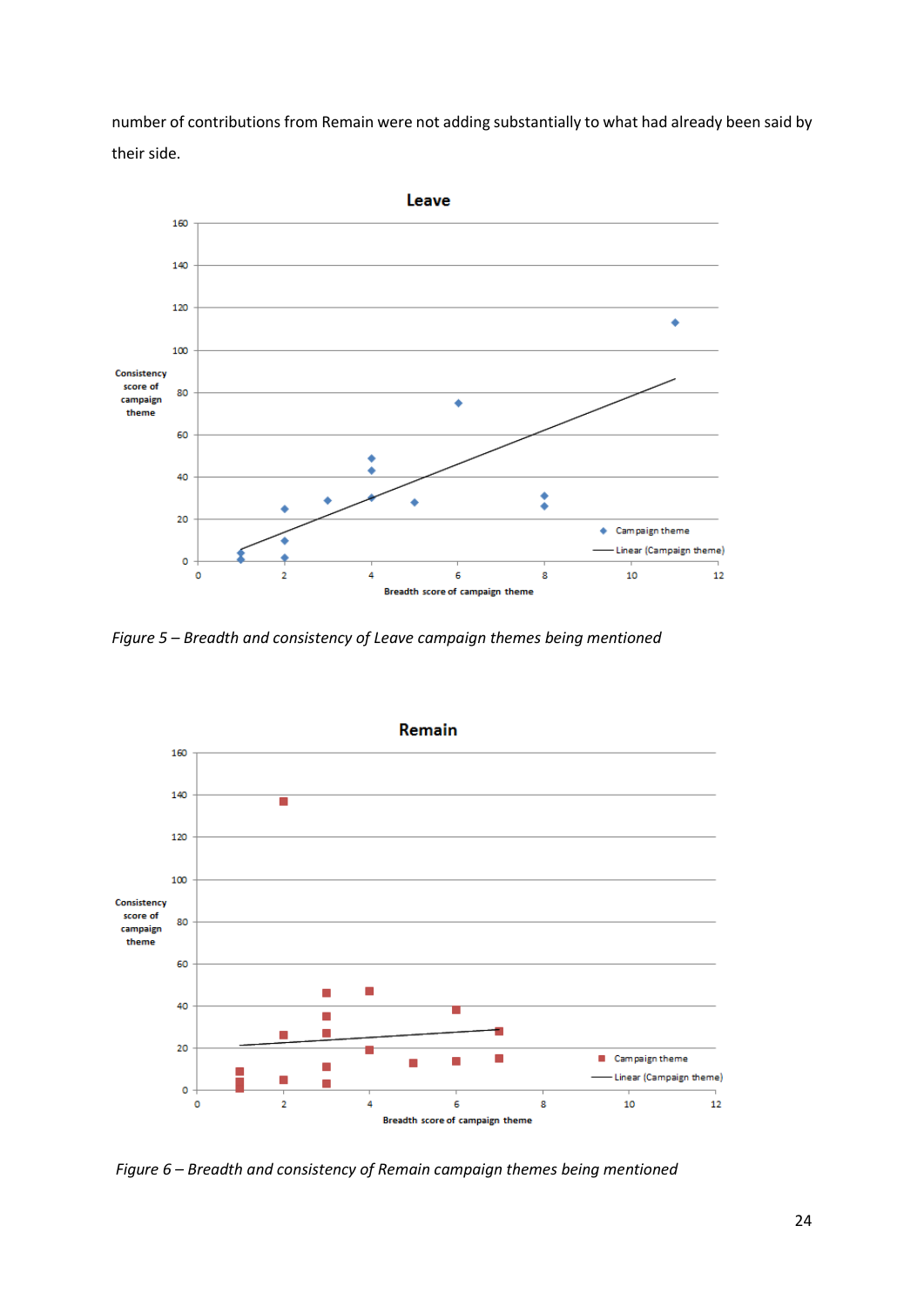number of contributions from Remain were not adding substantially to what had already been said by their side.

*Figure 5 – Breadth and consistency of Leave campaign themes being mentioned*

*Figure 6 – Breadth and consistency of Remain campaign themes being mentioned*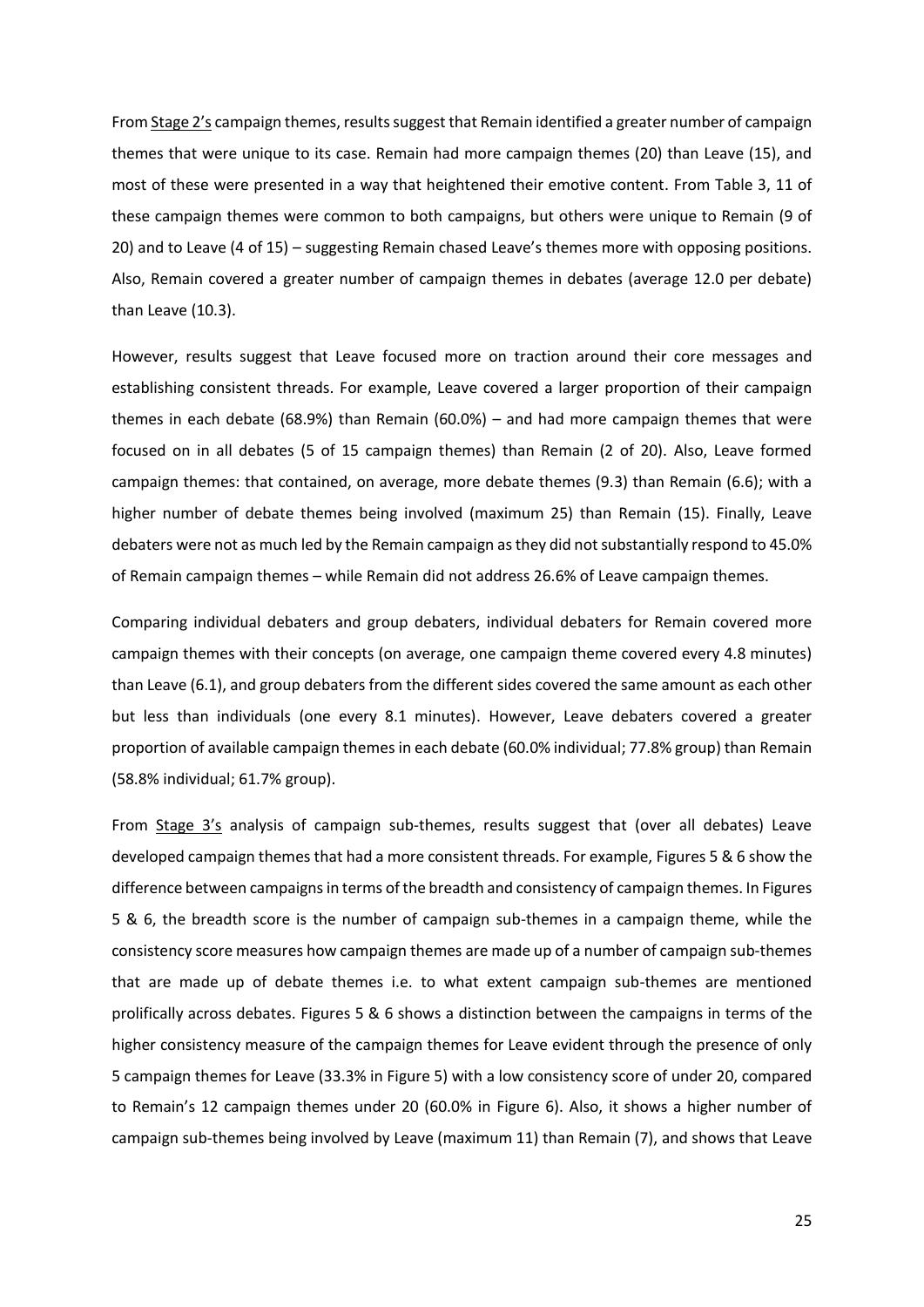From Stage 2's campaign themes, results suggest that Remain identified a greater number of campaign themes that were unique to its case. Remain had more campaign themes (20) than Leave (15), and most of these were presented in a way that heightened their emotive content. From Table 3, 11 of these campaign themes were common to both campaigns, but others were unique to Remain (9 of 20) and to Leave (4 of 15) – suggesting Remain chased Leave's themes more with opposing positions. Also, Remain covered a greater number of campaign themes in debates (average 12.0 per debate) than Leave (10.3).

However, results suggest that Leave focused more on traction around their core messages and establishing consistent threads. For example, Leave covered a larger proportion of their campaign themes in each debate (68.9%) than Remain (60.0%) – and had more campaign themes that were focused on in all debates (5 of 15 campaign themes) than Remain (2 of 20). Also, Leave formed campaign themes: that contained, on average, more debate themes (9.3) than Remain (6.6); with a higher number of debate themes being involved (maximum 25) than Remain (15). Finally, Leave debaters were not as much led by the Remain campaign as they did not substantially respond to 45.0% of Remain campaign themes – while Remain did not address 26.6% of Leave campaign themes.

Comparing individual debaters and group debaters, individual debaters for Remain covered more campaign themes with their concepts (on average, one campaign theme covered every 4.8 minutes) than Leave (6.1), and group debaters from the different sides covered the same amount as each other but less than individuals (one every 8.1 minutes). However, Leave debaters covered a greater proportion of available campaign themes in each debate (60.0% individual; 77.8% group) than Remain (58.8% individual; 61.7% group).

From Stage 3's analysis of campaign sub-themes, results suggest that (over all debates) Leave developed campaign themes that had a more consistent threads. For example, Figures 5 & 6 show the difference between campaigns in terms of the breadth and consistency of campaign themes. In Figures 5 & 6, the breadth score is the number of campaign sub-themes in a campaign theme, while the consistency score measures how campaign themes are made up of a number of campaign sub-themes that are made up of debate themes i.e. to what extent campaign sub-themes are mentioned prolifically across debates. Figures 5 & 6 shows a distinction between the campaigns in terms of the higher consistency measure of the campaign themes for Leave evident through the presence of only 5 campaign themes for Leave (33.3% in Figure 5) with a low consistency score of under 20, compared to Remain's 12 campaign themes under 20 (60.0% in Figure 6). Also, it shows a higher number of campaign sub-themes being involved by Leave (maximum 11) than Remain (7), and shows that Leave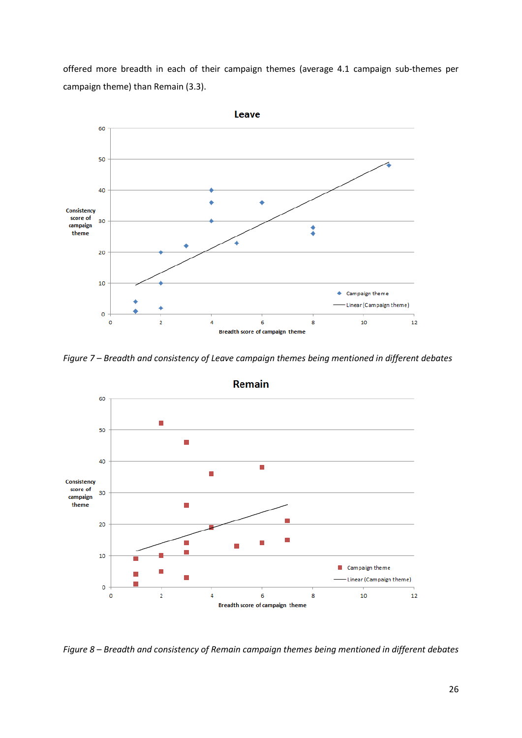offered more breadth in each of their campaign themes (average 4.1 campaign sub-themes per campaign theme) than Remain (3.3).

*Figure 7 – Breadth and consistency of Leave campaign themes being mentioned in different debates*

*Figure 8 – Breadth and consistency of Remain campaign themes being mentioned in different debates*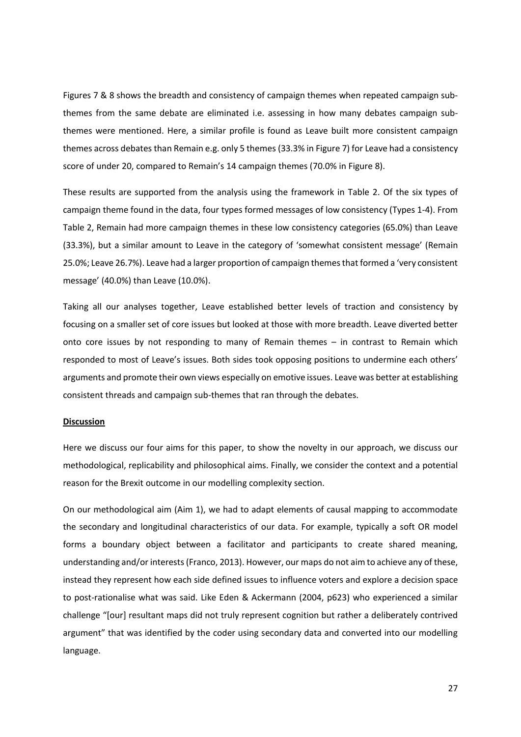Figures 7 & 8 shows the breadth and consistency of campaign themes when repeated campaign sub-themes from the same debate are eliminated i.e. assessing in how many debates campaign sub-themes were mentioned. Here, a similar profile is found as Leave built more consistent campaign themes across debates than Remain e.g. only 5 themes (33.3% in Figure 7) for Leave had a consistency score of under 20, compared to Remain's 14 campaign themes (70.0% in Figure 8).

These results are supported from the analysis using the framework in Table 2. Of the six types of campaign theme found in the data, four types formed messages of low consistency (Types 1-4). From Table 2, Remain had more campaign themes in these low consistency categories (65.0%) than Leave (33.3%), but a similar amount to Leave in the category of 'somewhat consistent message' (Remain 25.0%; Leave 26.7%). Leave had a larger proportion of campaign themes that formed a 'very consistent message' (40.0%) than Leave (10.0%).

Taking all our analyses together, Leave established better levels of traction and consistency by focusing on a smaller set of core issues but looked at those with more breadth. Leave diverted better onto core issues by not responding to many of Remain themes – in contrast to Remain which responded to most of Leave's issues. Both sides took opposing positions to undermine each others' arguments and promote their own views especially on emotive issues. Leave was better at establishing consistent threads and campaign sub-themes that ran through the debates.

**Discussion**

Here we discuss our four aims for this paper, to show the novelty in our approach, we discuss our methodological, replicability and philosophical aims. Finally, we consider the context and a potential reason for the Brexit outcome in our modelling complexity section.

On our methodological aim (Aim 1), we had to adapt elements of causal mapping to accommodate the secondary and longitudinal characteristics of our data. For example, typically a soft OR model forms a boundary object between a facilitator and participants to create shared meaning, understanding and/or interests (Franco, 2013). However, our maps do not aim to achieve any of these, instead they represent how each side defined issues to influence voters and explore a decision space to post-rationalise what was said. Like Eden & Ackermann (2004, p623) who experienced a similar challenge "[our] resultant maps did not truly represent cognition but rather a deliberately contrived argument" that was identified by the coder using secondary data and converted into our modelling language.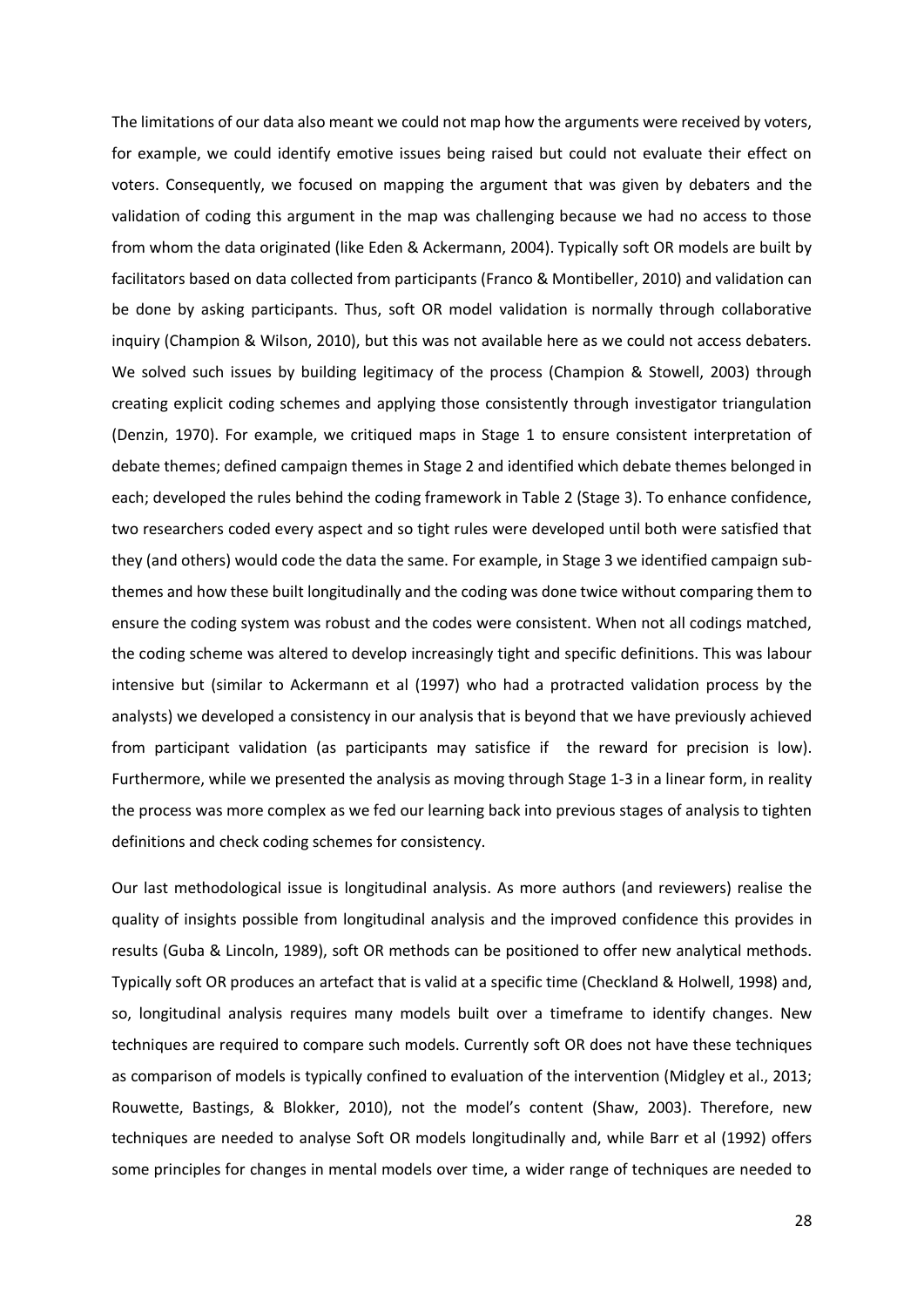The limitations of our data also meant we could not map how the arguments were received by voters, for example, we could identify emotive issues being raised but could not evaluate their effect on voters. Consequently, we focused on mapping the argument that was given by debaters and the validation of coding this argument in the map was challenging because we had no access to those from whom the data originated (like Eden & Ackermann, 2004). Typically soft OR models are built by facilitators based on data collected from participants (Franco & Montibeller, 2010) and validation can be done by asking participants. Thus, soft OR model validation is normally through collaborative inquiry (Champion & Wilson, 2010), but this was not available here as we could not access debaters. We solved such issues by building legitimacy of the process (Champion & Stowell, 2003) through creating explicit coding schemes and applying those consistently through investigator triangulation (Denzin, 1970). For example, we critiqued maps in Stage 1 to ensure consistent interpretation of debate themes; defined campaign themes in Stage 2 and identified which debate themes belonged in each; developed the rules behind the coding framework in Table 2 (Stage 3). To enhance confidence, two researchers coded every aspect and so tight rules were developed until both were satisfied that they (and others) would code the data the same. For example, in Stage 3 we identified campaign sub-themes and how these built longitudinally and the coding was done twice without comparing them to ensure the coding system was robust and the codes were consistent. When not all codings matched, the coding scheme was altered to develop increasingly tight and specific definitions. This was labour intensive but (similar to Ackermann et al (1997) who had a protracted validation process by the analysts) we developed a consistency in our analysis that is beyond that we have previously achieved from participant validation (as participants may satisfice if the reward for precision is low). Furthermore, while we presented the analysis as moving through Stage 1-3 in a linear form, in reality the process was more complex as we fed our learning back into previous stages of analysis to tighten definitions and check coding schemes for consistency.

Our last methodological issue is longitudinal analysis. As more authors (and reviewers) realise the quality of insights possible from longitudinal analysis and the improved confidence this provides in results (Guba & Lincoln, 1989), soft OR methods can be positioned to offer new analytical methods. Typically soft OR produces an artefact that is valid at a specific time (Checkland & Holwell, 1998) and, so, longitudinal analysis requires many models built over a timeframe to identify changes. New techniques are required to compare such models. Currently soft OR does not have these techniques as comparison of models is typically confined to evaluation of the intervention (Midgley et al., 2013; Rouwette, Bastings, & Blokker, 2010), not the model's content (Shaw, 2003). Therefore, new techniques are needed to analyse Soft OR models longitudinally and, while Barr et al (1992) offers some principles for changes in mental models over time, a wider range of techniques are needed to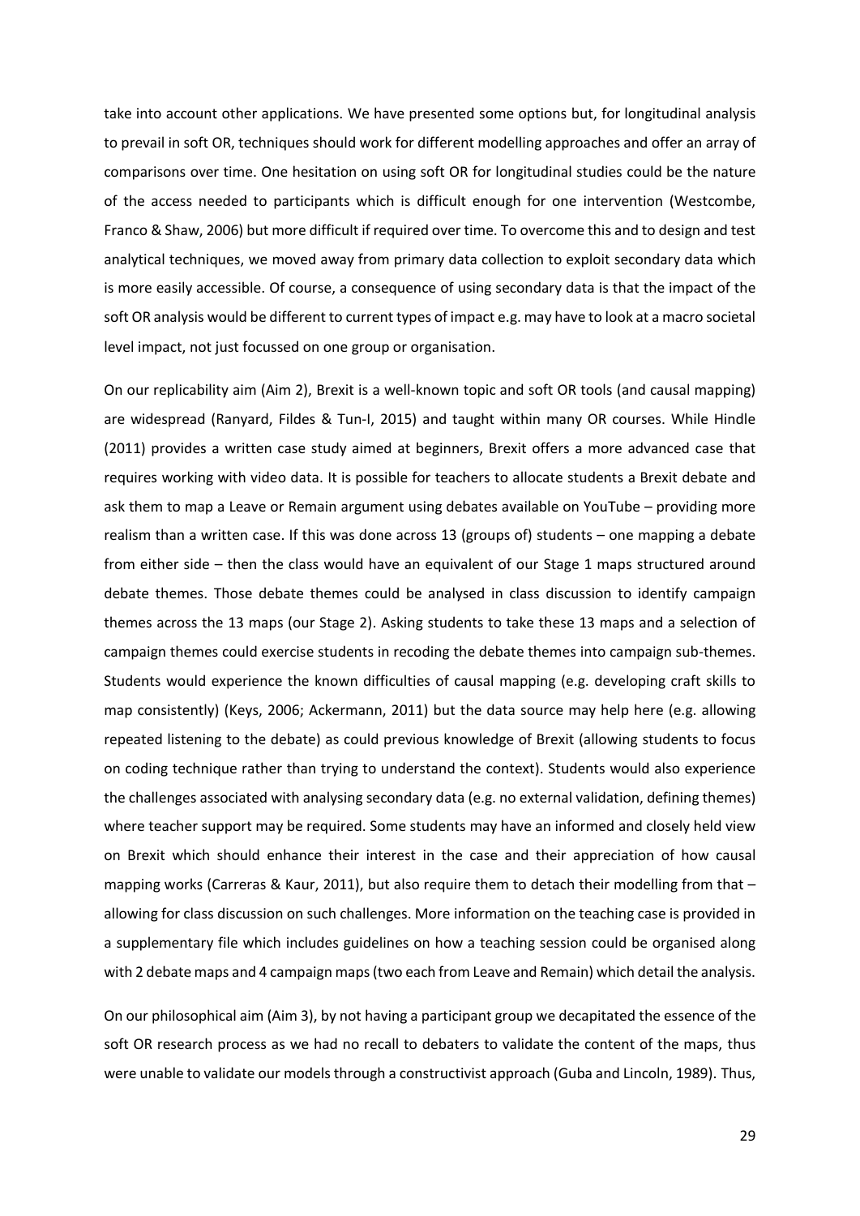take into account other applications. We have presented some options but, for longitudinal analysis to prevail in soft OR, techniques should work for different modelling approaches and offer an array of comparisons over time. One hesitation on using soft OR for longitudinal studies could be the nature of the access needed to participants which is difficult enough for one intervention (Westcombe, Franco & Shaw, 2006) but more difficult if required over time. To overcome this and to design and test analytical techniques, we moved away from primary data collection to exploit secondary data which is more easily accessible. Of course, a consequence of using secondary data is that the impact of the soft OR analysis would be different to current types of impact e.g. may have to look at a macro societal level impact, not just focussed on one group or organisation.

On our replicability aim (Aim 2), Brexit is a well-known topic and soft OR tools (and causal mapping) are widespread (Ranyard, Fildes & Tun-I, 2015) and taught within many OR courses. While Hindle (2011) provides a written case study aimed at beginners, Brexit offers a more advanced case that requires working with video data. It is possible for teachers to allocate students a Brexit debate and ask them to map a Leave or Remain argument using debates available on YouTube – providing more realism than a written case. If this was done across 13 (groups of) students – one mapping a debate from either side – then the class would have an equivalent of our Stage 1 maps structured around debate themes. Those debate themes could be analysed in class discussion to identify campaign themes across the 13 maps (our Stage 2). Asking students to take these 13 maps and a selection of campaign themes could exercise students in recoding the debate themes into campaign sub-themes. Students would experience the known difficulties of causal mapping (e.g. developing craft skills to map consistently) (Keys, 2006; Ackermann, 2011) but the data source may help here (e.g. allowing repeated listening to the debate) as could previous knowledge of Brexit (allowing students to focus on coding technique rather than trying to understand the context). Students would also experience the challenges associated with analysing secondary data (e.g. no external validation, defining themes) where teacher support may be required. Some students may have an informed and closely held view on Brexit which should enhance their interest in the case and their appreciation of how causal mapping works (Carreras & Kaur, 2011), but also require them to detach their modelling from that – allowing for class discussion on such challenges. More information on the teaching case is provided in a supplementary file which includes guidelines on how a teaching session could be organised along with 2 debate maps and 4 campaign maps (two each from Leave and Remain) which detail the analysis.

On our philosophical aim (Aim 3), by not having a participant group we decapitated the essence of the soft OR research process as we had no recall to debaters to validate the content of the maps, thus were unable to validate our models through a constructivist approach (Guba and Lincoln, 1989). Thus,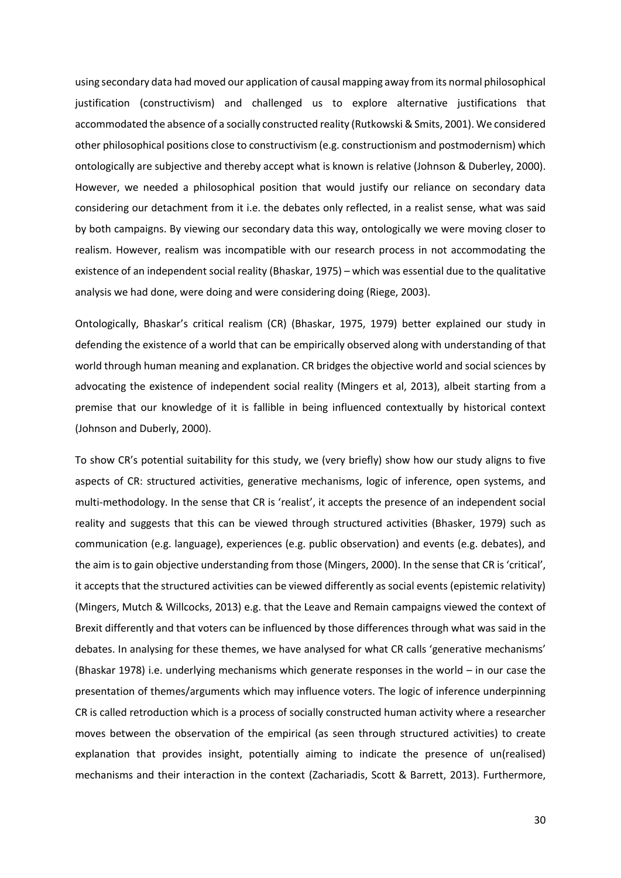using secondary data had moved our application of causal mapping away from its normal philosophical justification (constructivism) and challenged us to explore alternative justifications that accommodated the absence of a socially constructed reality (Rutkowski & Smits, 2001). We considered other philosophical positions close to constructivism (e.g. constructionism and postmodernism) which ontologically are subjective and thereby accept what is known is relative (Johnson & Duberley, 2000). However, we needed a philosophical position that would justify our reliance on secondary data considering our detachment from it i.e. the debates only reflected, in a realist sense, what was said by both campaigns. By viewing our secondary data this way, ontologically we were moving closer to realism. However, realism was incompatible with our research process in not accommodating the existence of an independent social reality (Bhaskar, 1975) – which was essential due to the qualitative analysis we had done, were doing and were considering doing (Riege, 2003).

Ontologically, Bhaskar's critical realism (CR) (Bhaskar, 1975, 1979) better explained our study in defending the existence of a world that can be empirically observed along with understanding of that world through human meaning and explanation. CR bridges the objective world and social sciences by advocating the existence of independent social reality (Mingers et al, 2013), albeit starting from a premise that our knowledge of it is fallible in being influenced contextually by historical context (Johnson and Duberly, 2000).

To show CR's potential suitability for this study, we (very briefly) show how our study aligns to five aspects of CR: structured activities, generative mechanisms, logic of inference, open systems, and multi-methodology. In the sense that CR is 'realist', it accepts the presence of an independent social reality and suggests that this can be viewed through structured activities (Bhasker, 1979) such as communication (e.g. language), experiences (e.g. public observation) and events (e.g. debates), and the aim is to gain objective understanding from those (Mingers, 2000). In the sense that CR is 'critical', it accepts that the structured activities can be viewed differently as social events (epistemic relativity) (Mingers, Mutch & Willcocks, 2013) e.g. that the Leave and Remain campaigns viewed the context of Brexit differently and that voters can be influenced by those differences through what was said in the debates. In analysing for these themes, we have analysed for what CR calls 'generative mechanisms' (Bhaskar 1978) i.e. underlying mechanisms which generate responses in the world – in our case the presentation of themes/arguments which may influence voters. The logic of inference underpinning CR is called retroduction which is a process of socially constructed human activity where a researcher moves between the observation of the empirical (as seen through structured activities) to create explanation that provides insight, potentially aiming to indicate the presence of un(realised) mechanisms and their interaction in the context (Zachariadis, Scott & Barrett, 2013). Furthermore,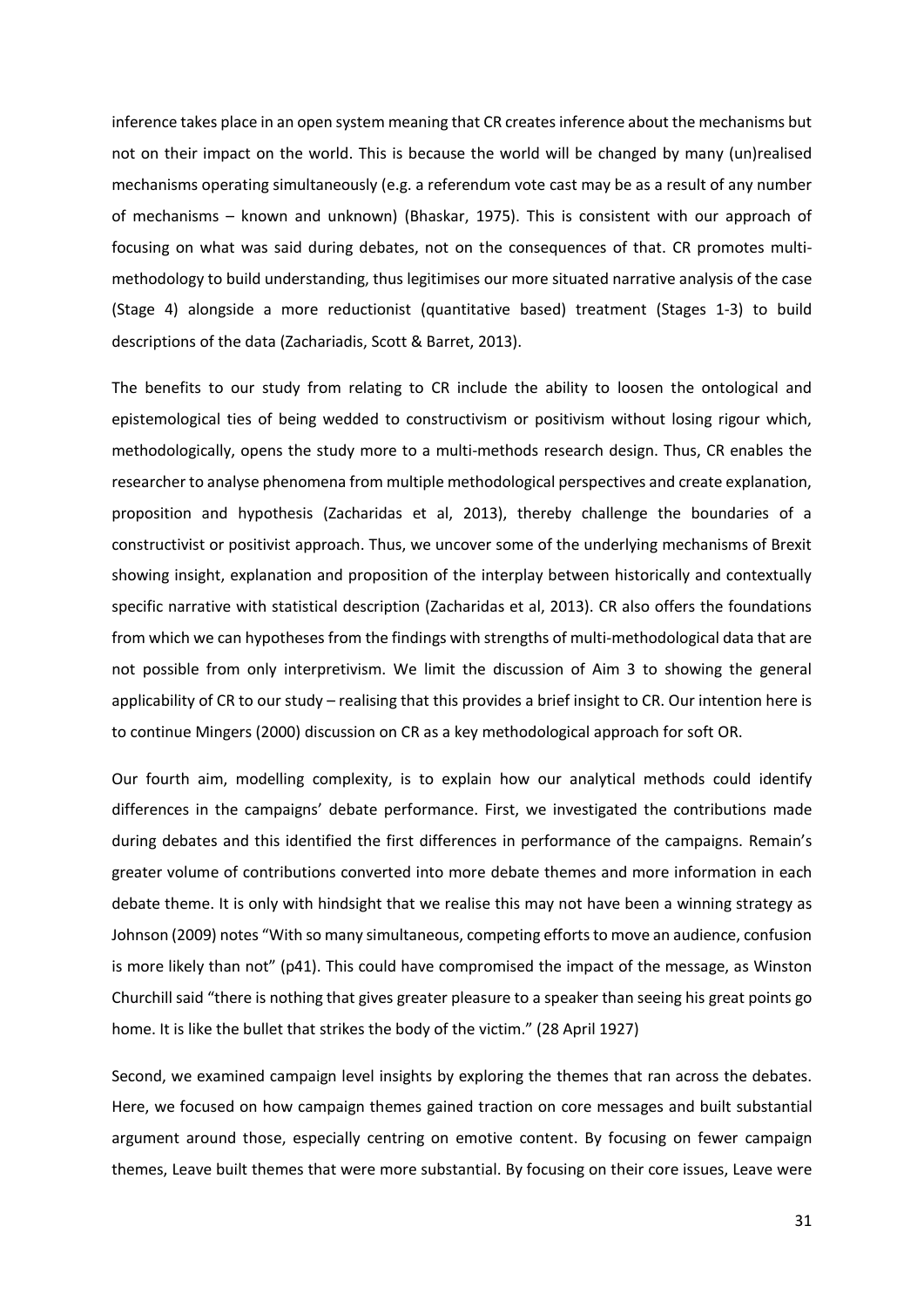inference takes place in an open system meaning that CR creates inference about the mechanisms but not on their impact on the world. This is because the world will be changed by many (un)realised mechanisms operating simultaneously (e.g. a referendum vote cast may be as a result of any number of mechanisms – known and unknown) (Bhaskar, 1975). This is consistent with our approach of focusing on what was said during debates, not on the consequences of that. CR promotes multi-methodology to build understanding, thus legitimises our more situated narrative analysis of the case (Stage 4) alongside a more reductionist (quantitative based) treatment (Stages 1-3) to build descriptions of the data (Zachariadis, Scott & Barret, 2013).

The benefits to our study from relating to CR include the ability to loosen the ontological and epistemological ties of being wedded to constructivism or positivism without losing rigour which, methodologically, opens the study more to a multi-methods research design. Thus, CR enables the researcher to analyse phenomena from multiple methodological perspectives and create explanation, proposition and hypothesis (Zacharidas et al, 2013), thereby challenge the boundaries of a constructivist or positivist approach. Thus, we uncover some of the underlying mechanisms of Brexit showing insight, explanation and proposition of the interplay between historically and contextually specific narrative with statistical description (Zacharidas et al, 2013). CR also offers the foundations from which we can hypotheses from the findings with strengths of multi-methodological data that are not possible from only interpretivism. We limit the discussion of Aim 3 to showing the general applicability of CR to our study – realising that this provides a brief insight to CR. Our intention here is to continue Mingers (2000) discussion on CR as a key methodological approach for soft OR.

Our fourth aim, modelling complexity, is to explain how our analytical methods could identify differences in the campaigns' debate performance. First, we investigated the contributions made during debates and this identified the first differences in performance of the campaigns. Remain's greater volume of contributions converted into more debate themes and more information in each debate theme. It is only with hindsight that we realise this may not have been a winning strategy as Johnson (2009) notes "With so many simultaneous, competing efforts to move an audience, confusion is more likely than not" (p41). This could have compromised the impact of the message, as Winston Churchill said "there is nothing that gives greater pleasure to a speaker than seeing his great points go home. It is like the bullet that strikes the body of the victim." (28 April 1927)

Second, we examined campaign level insights by exploring the themes that ran across the debates. Here, we focused on how campaign themes gained traction on core messages and built substantial argument around those, especially centring on emotive content. By focusing on fewer campaign themes, Leave built themes that were more substantial. By focusing on their core issues, Leave were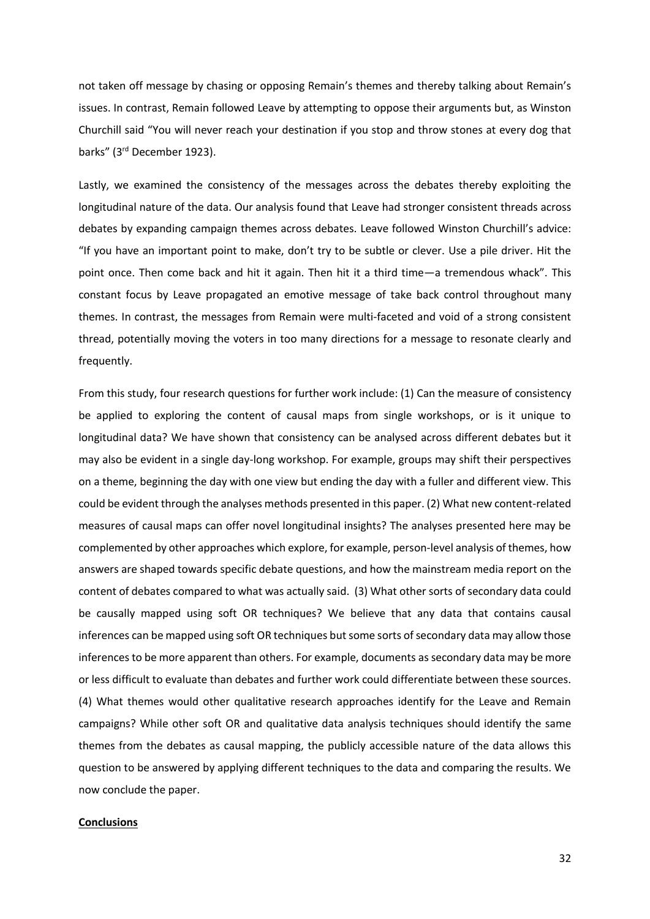not taken off message by chasing or opposing Remain's themes and thereby talking about Remain's issues. In contrast, Remain followed Leave by attempting to oppose their arguments but, as Winston Churchill said "You will never reach your destination if you stop and throw stones at every dog that barks" (3rd December 1923).

Lastly, we examined the consistency of the messages across the debates thereby exploiting the longitudinal nature of the data. Our analysis found that Leave had stronger consistent threads across debates by expanding campaign themes across debates. Leave followed Winston Churchill's advice: "If you have an important point to make, don't try to be subtle or clever. Use a pile driver. Hit the point once. Then come back and hit it again. Then hit it a third time—a tremendous whack". This constant focus by Leave propagated an emotive message of take back control throughout many themes. In contrast, the messages from Remain were multi-faceted and void of a strong consistent thread, potentially moving the voters in too many directions for a message to resonate clearly and frequently.

From this study, four research questions for further work include: (1) Can the measure of consistency be applied to exploring the content of causal maps from single workshops, or is it unique to longitudinal data? We have shown that consistency can be analysed across different debates but it may also be evident in a single day-long workshop. For example, groups may shift their perspectives on a theme, beginning the day with one view but ending the day with a fuller and different view. This could be evident through the analyses methods presented in this paper. (2) What new content-related measures of causal maps can offer novel longitudinal insights? The analyses presented here may be complemented by other approaches which explore, for example, person-level analysis of themes, how answers are shaped towards specific debate questions, and how the mainstream media report on the content of debates compared to what was actually said. (3) What other sorts of secondary data could be causally mapped using soft OR techniques? We believe that any data that contains causal inferences can be mapped using soft OR techniques but some sorts of secondary data may allow those inferences to be more apparent than others. For example, documents as secondary data may be more or less difficult to evaluate than debates and further work could differentiate between these sources. (4) What themes would other qualitative research approaches identify for the Leave and Remain campaigns? While other soft OR and qualitative data analysis techniques should identify the same themes from the debates as causal mapping, the publicly accessible nature of the data allows this question to be answered by applying different techniques to the data and comparing the results. We now conclude the paper.

## Conclusions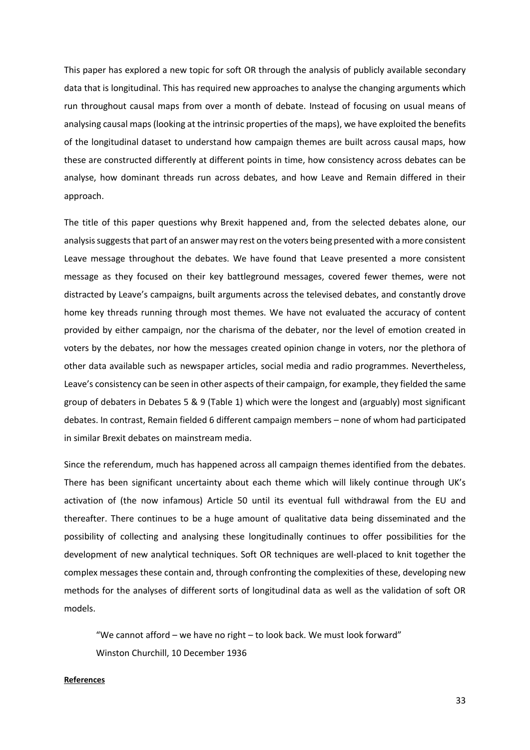This paper has explored a new topic for soft OR through the analysis of publicly available secondary data that is longitudinal. This has required new approaches to analyse the changing arguments which run throughout causal maps from over a month of debate. Instead of focusing on usual means of analysing causal maps (looking at the intrinsic properties of the maps), we have exploited the benefits of the longitudinal dataset to understand how campaign themes are built across causal maps, how these are constructed differently at different points in time, how consistency across debates can be analyse, how dominant threads run across debates, and how Leave and Remain differed in their approach.

The title of this paper questions why Brexit happened and, from the selected debates alone, our analysis suggests that part of an answer may rest on the voters being presented with a more consistent Leave message throughout the debates. We have found that Leave presented a more consistent message as they focused on their key battleground messages, covered fewer themes, were not distracted by Leave's campaigns, built arguments across the televised debates, and constantly drove home key threads running through most themes. We have not evaluated the accuracy of content provided by either campaign, nor the charisma of the debater, nor the level of emotion created in voters by the debates, nor how the messages created opinion change in voters, nor the plethora of other data available such as newspaper articles, social media and radio programmes. Nevertheless, Leave's consistency can be seen in other aspects of their campaign, for example, they fielded the same group of debaters in Debates 5 & 9 (Table 1) which were the longest and (arguably) most significant debates. In contrast, Remain fielded 6 different campaign members – none of whom had participated in similar Brexit debates on mainstream media.

Since the referendum, much has happened across all campaign themes identified from the debates. There has been significant uncertainty about each theme which will likely continue through UK's activation of (the now infamous) Article 50 until its eventual full withdrawal from the EU and thereafter. There continues to be a huge amount of qualitative data being disseminated and the possibility of collecting and analysing these longitudinally continues to offer possibilities for the development of new analytical techniques. Soft OR techniques are well-placed to knit together the complex messages these contain and, through confronting the complexities of these, developing new methods for the analyses of different sorts of longitudinal data as well as the validation of soft OR models.

> "We cannot afford – we have no right – to look back. We must look forward"
> Winston Churchill, 10 December 1936

**References**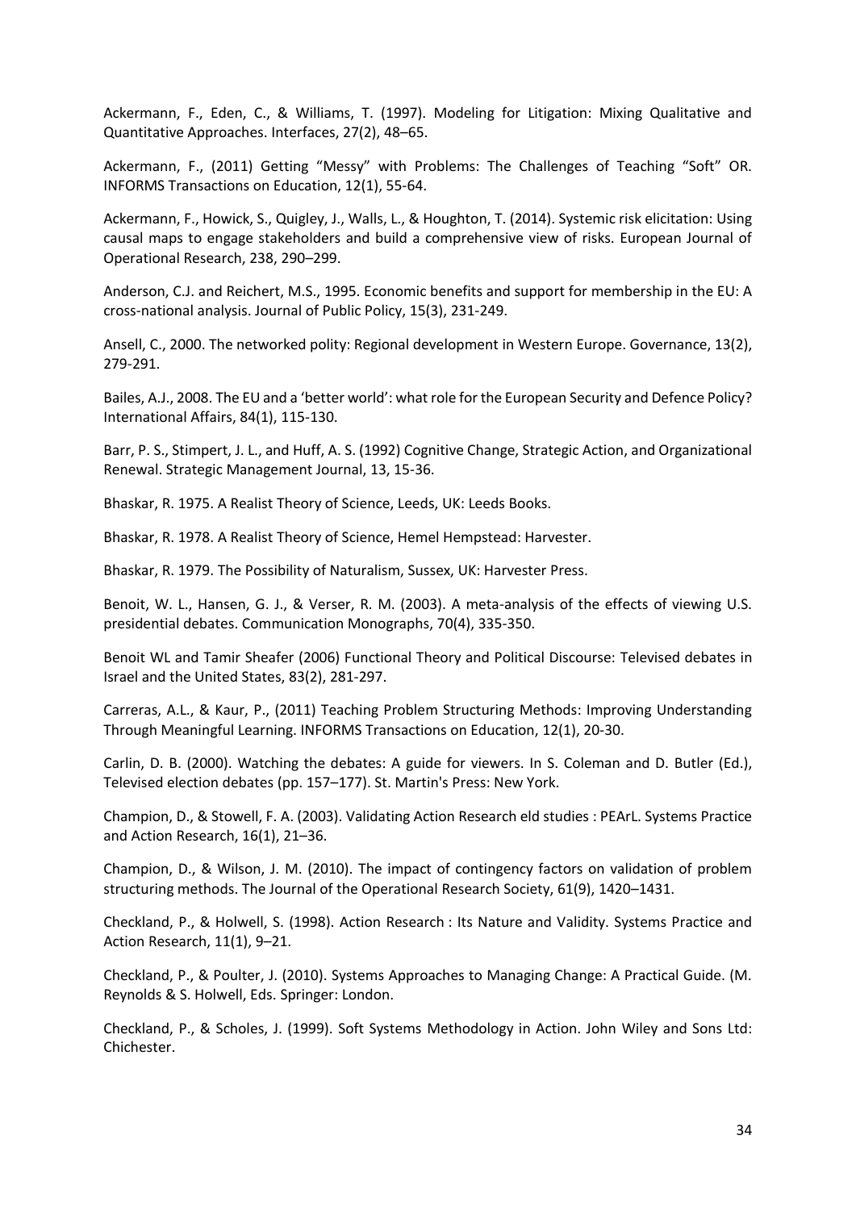Ackermann, F., Eden, C., & Williams, T. (1997). Modeling for Litigation: Mixing Qualitative and Quantitative Approaches. Interfaces, 27(2), 48–65.

Ackermann, F., (2011) Getting "Messy" with Problems: The Challenges of Teaching "Soft" OR. INFORMS Transactions on Education, 12(1), 55-64.

Ackermann, F., Howick, S., Quigley, J., Walls, L., & Houghton, T. (2014). Systemic risk elicitation: Using causal maps to engage stakeholders and build a comprehensive view of risks. European Journal of Operational Research, 238, 290–299.

Anderson, C.J. and Reichert, M.S., 1995. Economic benefits and support for membership in the EU: A cross-national analysis. Journal of Public Policy, 15(3), 231-249.

Ansell, C., 2000. The networked polity: Regional development in Western Europe. Governance, 13(2), 279-291.

Bailes, A.J., 2008. The EU and a 'better world': what role for the European Security and Defence Policy? International Affairs, 84(1), 115-130.

Barr, P. S., Stimpert, J. L., and Huff, A. S. (1992) Cognitive Change, Strategic Action, and Organizational Renewal. Strategic Management Journal, 13, 15-36.

Bhaskar, R. 1975. A Realist Theory of Science, Leeds, UK: Leeds Books.

Bhaskar, R. 1978. A Realist Theory of Science, Hemel Hempstead: Harvester.

Bhaskar, R. 1979. The Possibility of Naturalism, Sussex, UK: Harvester Press.

Benoit, W. L., Hansen, G. J., & Verser, R. M. (2003). A meta-analysis of the effects of viewing U.S. presidential debates. Communication Monographs, 70(4), 335-350.

Benoit WL and Tamir Sheafer (2006) Functional Theory and Political Discourse: Televised debates in Israel and the United States, 83(2), 281-297.

Carreras, A.L., & Kaur, P., (2011) Teaching Problem Structuring Methods: Improving Understanding Through Meaningful Learning. INFORMS Transactions on Education, 12(1), 20-30.

Carlin, D. B. (2000). Watching the debates: A guide for viewers. In S. Coleman and D. Butler (Ed.), Televised election debates (pp. 157–177). St. Martin's Press: New York.

Champion, D., & Stowell, F. A. (2003). Validating Action Research eld studies : PEArL. Systems Practice and Action Research, 16(1), 21–36.

Champion, D., & Wilson, J. M. (2010). The impact of contingency factors on validation of problem structuring methods. The Journal of the Operational Research Society, 61(9), 1420–1431.

Checkland, P., & Holwell, S. (1998). Action Research : Its Nature and Validity. Systems Practice and Action Research, 11(1), 9–21.

Checkland, P., & Poulter, J. (2010). Systems Approaches to Managing Change: A Practical Guide. (M. Reynolds & S. Holwell, Eds. Springer: London.

Checkland, P., & Scholes, J. (1999). Soft Systems Methodology in Action. John Wiley and Sons Ltd: Chichester.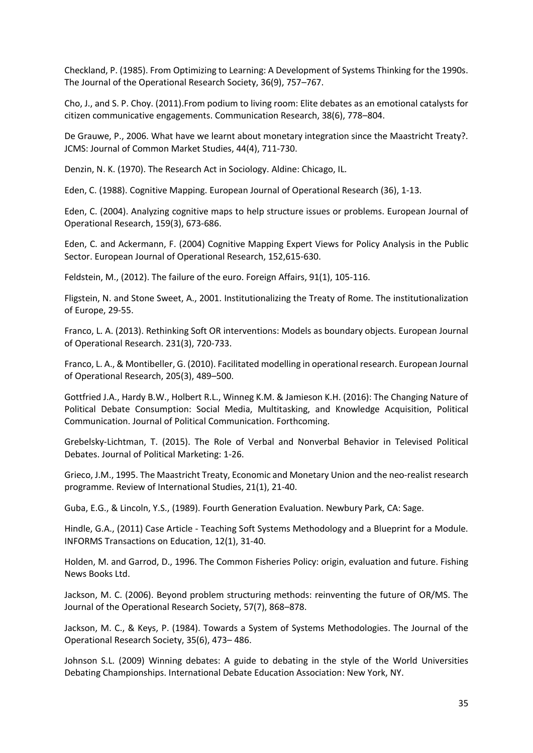Checkland, P. (1985). From Optimizing to Learning: A Development of Systems Thinking for the 1990s. The Journal of the Operational Research Society, 36(9), 757–767.

Cho, J., and S. P. Choy. (2011).From podium to living room: Elite debates as an emotional catalysts for citizen communicative engagements. Communication Research, 38(6), 778–804.

De Grauwe, P., 2006. What have we learnt about monetary integration since the Maastricht Treaty?. JCMS: Journal of Common Market Studies, 44(4), 711-730.

Denzin, N. K. (1970). The Research Act in Sociology. Aldine: Chicago, IL.

Eden, C. (1988). Cognitive Mapping. European Journal of Operational Research (36), 1-13.

Eden, C. (2004). Analyzing cognitive maps to help structure issues or problems. European Journal of Operational Research, 159(3), 673-686.

Eden, C. and Ackermann, F. (2004) Cognitive Mapping Expert Views for Policy Analysis in the Public Sector. European Journal of Operational Research, 152,615-630.

Feldstein, M., (2012). The failure of the euro. Foreign Affairs, 91(1), 105-116.

Fligstein, N. and Stone Sweet, A., 2001. Institutionalizing the Treaty of Rome. The institutionalization of Europe, 29-55.

Franco, L. A. (2013). Rethinking Soft OR interventions: Models as boundary objects. European Journal of Operational Research. 231(3), 720-733.

Franco, L. A., & Montibeller, G. (2010). Facilitated modelling in operational research. European Journal of Operational Research, 205(3), 489–500.

Gottfried J.A., Hardy B.W., Holbert R.L., Winneg K.M. & Jamieson K.H. (2016): The Changing Nature of Political Debate Consumption: Social Media, Multitasking, and Knowledge Acquisition, Political Communication. Journal of Political Communication. Forthcoming.

Grebelsky-Lichtman, T. (2015). The Role of Verbal and Nonverbal Behavior in Televised Political Debates. Journal of Political Marketing: 1-26.

Grieco, J.M., 1995. The Maastricht Treaty, Economic and Monetary Union and the neo-realist research programme. Review of International Studies, 21(1), 21-40.

Guba, E.G., & Lincoln, Y.S., (1989). Fourth Generation Evaluation. Newbury Park, CA: Sage.

Hindle, G.A., (2011) Case Article - Teaching Soft Systems Methodology and a Blueprint for a Module. INFORMS Transactions on Education, 12(1), 31-40.

Holden, M. and Garrod, D., 1996. The Common Fisheries Policy: origin, evaluation and future. Fishing News Books Ltd.

Jackson, M. C. (2006). Beyond problem structuring methods: reinventing the future of OR/MS. The Journal of the Operational Research Society, 57(7), 868–878.

Jackson, M. C., & Keys, P. (1984). Towards a System of Systems Methodologies. The Journal of the Operational Research Society, 35(6), 473– 486.

Johnson S.L. (2009) Winning debates: A guide to debating in the style of the World Universities Debating Championships. International Debate Education Association: New York, NY.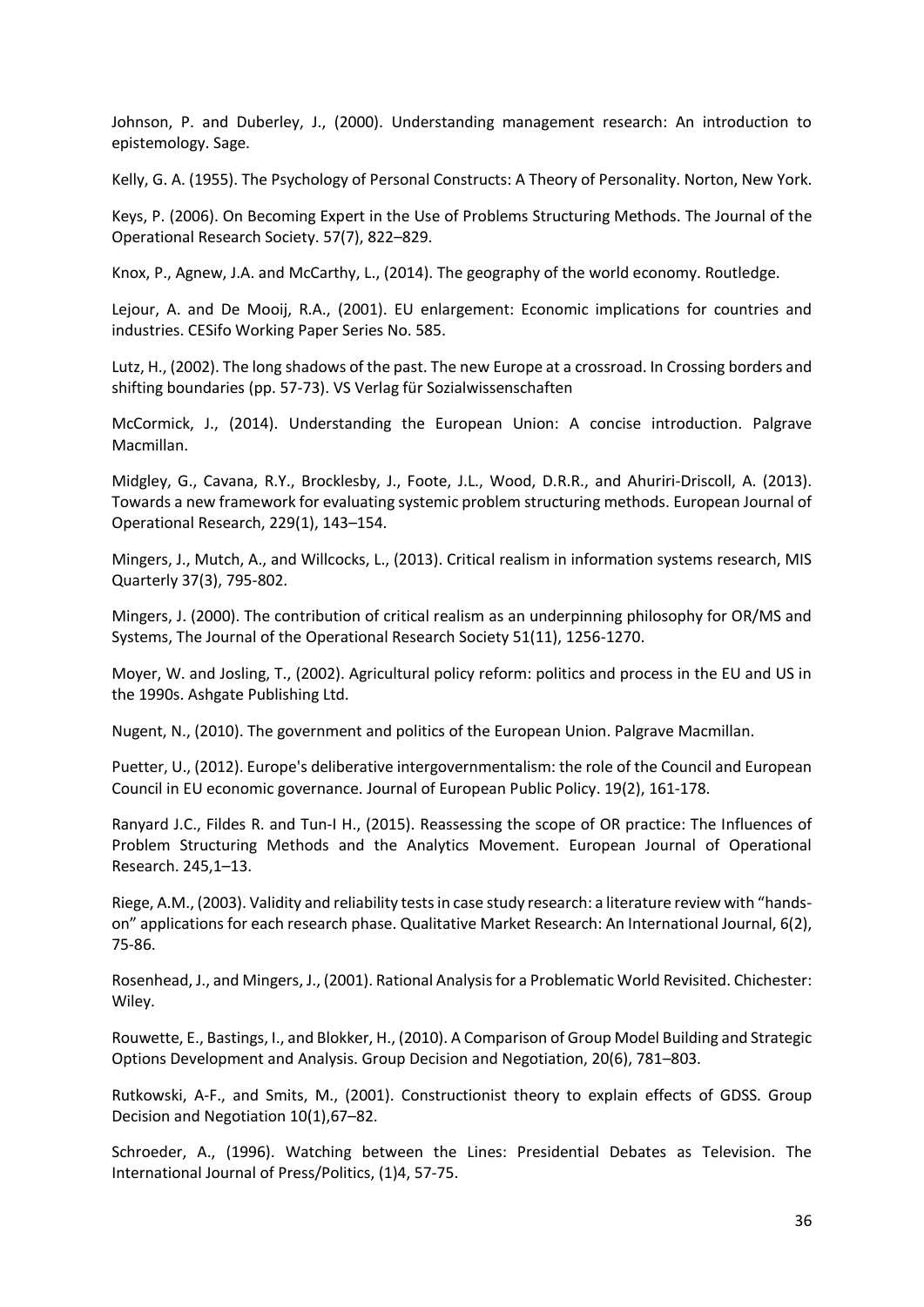Johnson, P. and Duberley, J., (2000). Understanding management research: An introduction to epistemology. Sage.

Kelly, G. A. (1955). The Psychology of Personal Constructs: A Theory of Personality. Norton, New York.

Keys, P. (2006). On Becoming Expert in the Use of Problems Structuring Methods. The Journal of the Operational Research Society. 57(7), 822–829.

Knox, P., Agnew, J.A. and McCarthy, L., (2014). The geography of the world economy. Routledge.

Lejour, A. and De Mooij, R.A., (2001). EU enlargement: Economic implications for countries and industries. CESifo Working Paper Series No. 585.

Lutz, H., (2002). The long shadows of the past. The new Europe at a crossroad. In Crossing borders and shifting boundaries (pp. 57-73). VS Verlag für Sozialwissenschaften

McCormick, J., (2014). Understanding the European Union: A concise introduction. Palgrave Macmillan.

Midgley, G., Cavana, R.Y., Brocklesby, J., Foote, J.L., Wood, D.R.R., and Ahuriri-Driscoll, A. (2013). Towards a new framework for evaluating systemic problem structuring methods. European Journal of Operational Research, 229(1), 143–154.

Mingers, J., Mutch, A., and Willcocks, L., (2013). Critical realism in information systems research, MIS Quarterly 37(3), 795-802.

Mingers, J. (2000). The contribution of critical realism as an underpinning philosophy for OR/MS and Systems, The Journal of the Operational Research Society 51(11), 1256-1270.

Moyer, W. and Josling, T., (2002). Agricultural policy reform: politics and process in the EU and US in the 1990s. Ashgate Publishing Ltd.

Nugent, N., (2010). The government and politics of the European Union. Palgrave Macmillan.

Puetter, U., (2012). Europe's deliberative intergovernmentalism: the role of the Council and European Council in EU economic governance. Journal of European Public Policy. 19(2), 161-178.

Ranyard J.C., Fildes R. and Tun-I H., (2015). Reassessing the scope of OR practice: The Influences of Problem Structuring Methods and the Analytics Movement. European Journal of Operational Research. 245,1–13.

Riege, A.M., (2003). Validity and reliability tests in case study research: a literature review with "hands-on" applications for each research phase. Qualitative Market Research: An International Journal, 6(2), 75-86.

Rosenhead, J., and Mingers, J., (2001). Rational Analysis for a Problematic World Revisited. Chichester: Wiley.

Rouwette, E., Bastings, I., and Blokker, H., (2010). A Comparison of Group Model Building and Strategic Options Development and Analysis. Group Decision and Negotiation, 20(6), 781–803.

Rutkowski, A-F., and Smits, M., (2001). Constructionist theory to explain effects of GDSS. Group Decision and Negotiation 10(1),67–82.

Schroeder, A., (1996). Watching between the Lines: Presidential Debates as Television. The International Journal of Press/Politics, (1)4, 57-75.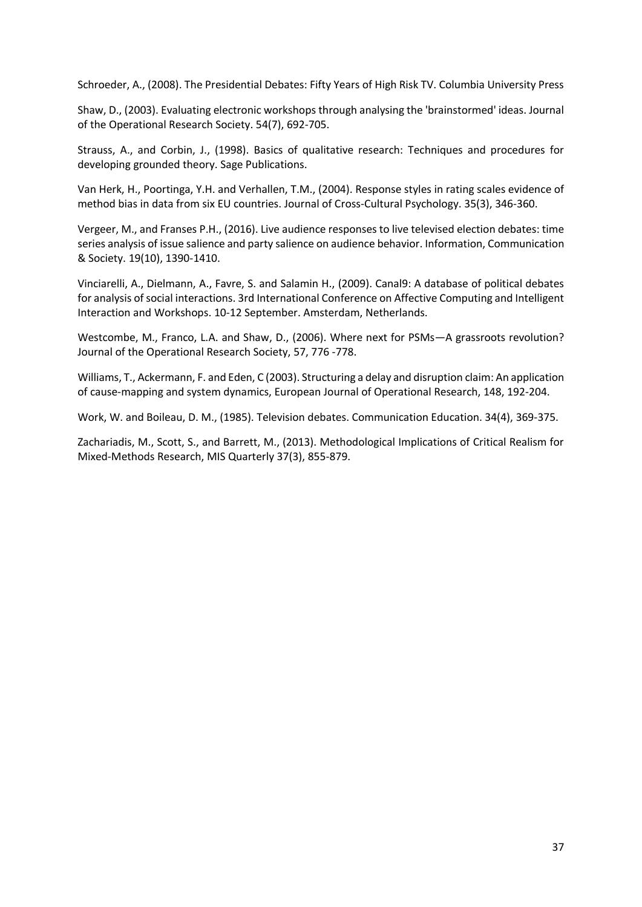Schroeder, A., (2008). The Presidential Debates: Fifty Years of High Risk TV. Columbia University Press

Shaw, D., (2003). Evaluating electronic workshops through analysing the 'brainstormed' ideas. Journal of the Operational Research Society. 54(7), 692-705.

Strauss, A., and Corbin, J., (1998). Basics of qualitative research: Techniques and procedures for developing grounded theory. Sage Publications.

Van Herk, H., Poortinga, Y.H. and Verhallen, T.M., (2004). Response styles in rating scales evidence of method bias in data from six EU countries. Journal of Cross-Cultural Psychology. 35(3), 346-360.

Vergeer, M., and Franses P.H., (2016). Live audience responses to live televised election debates: time series analysis of issue salience and party salience on audience behavior. Information, Communication & Society. 19(10), 1390-1410.

Vinciarelli, A., Dielmann, A., Favre, S. and Salamin H., (2009). Canal9: A database of political debates for analysis of social interactions. 3rd International Conference on Affective Computing and Intelligent Interaction and Workshops. 10-12 September. Amsterdam, Netherlands.

Westcombe, M., Franco, L.A. and Shaw, D., (2006). Where next for PSMs—A grassroots revolution? Journal of the Operational Research Society, 57, 776 -778.

Williams, T., Ackermann, F. and Eden, C (2003). Structuring a delay and disruption claim: An application of cause-mapping and system dynamics, European Journal of Operational Research, 148, 192-204.

Work, W. and Boileau, D. M., (1985). Television debates. Communication Education. 34(4), 369-375.

Zachariadis, M., Scott, S., and Barrett, M., (2013). Methodological Implications of Critical Realism for Mixed-Methods Research, MIS Quarterly 37(3), 855-879.